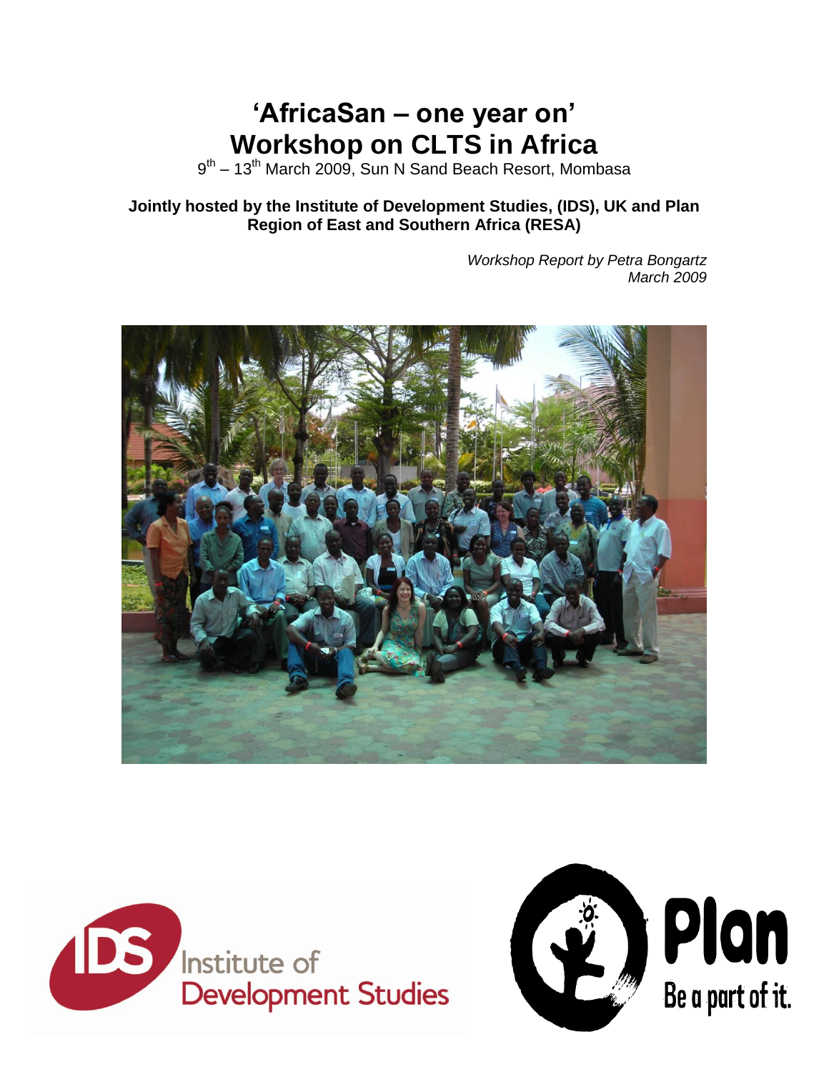# 'AfricaSan – one year on'
# Workshop on CLTS in Africa

9th – 13th March 2009, Sun N Sand Beach Resort, Mombasa

**Jointly hosted by the Institute of Development Studies, (IDS), UK and Plan Region of East and Southern Africa (RESA)**

*Workshop Report by Petra Bongartz*
*March 2009*

Institute of Development Studies

Plan
Be a part of it.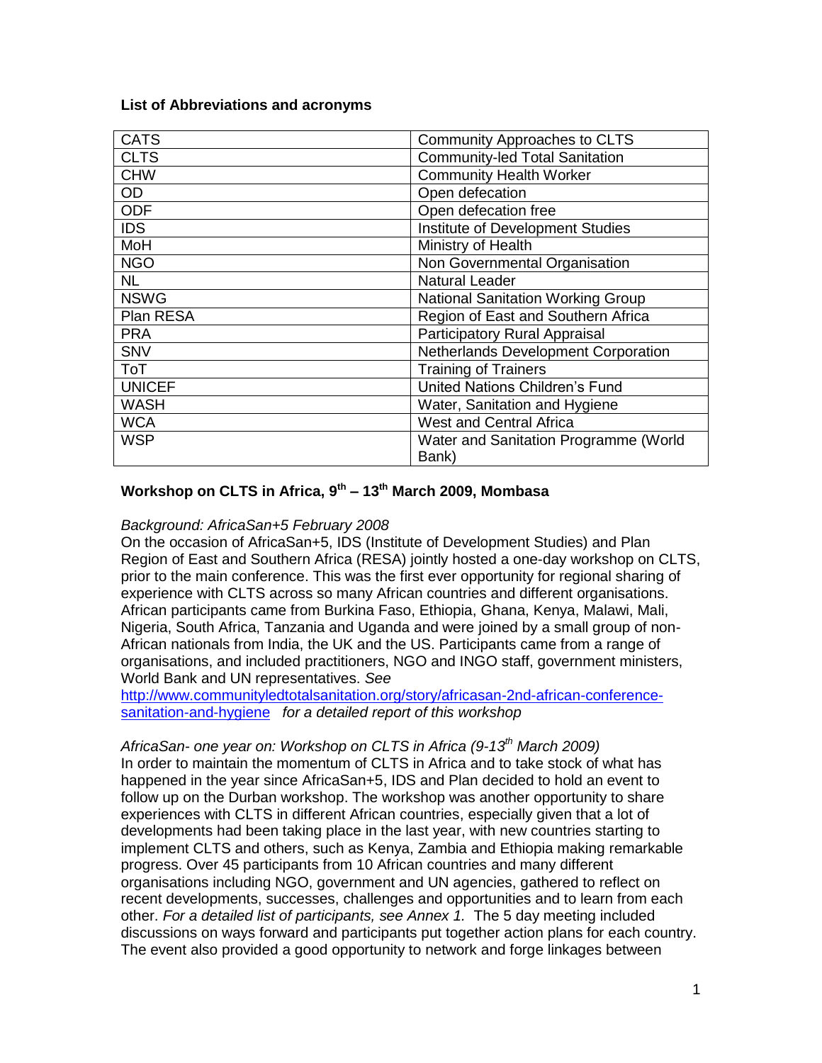**List of Abbreviations and acronyms**

| | |
|---|---|
| CATS | Community Approaches to CLTS |
| CLTS | Community-led Total Sanitation |
| CHW | Community Health Worker |
| OD | Open defecation |
| ODF | Open defecation free |
| IDS | Institute of Development Studies |
| MoH | Ministry of Health |
| NGO | Non Governmental Organisation |
| NL | Natural Leader |
| NSWG | National Sanitation Working Group |
| Plan RESA | Region of East and Southern Africa |
| PRA | Participatory Rural Appraisal |
| SNV | Netherlands Development Corporation |
| ToT | Training of Trainers |
| UNICEF | United Nations Children's Fund |
| WASH | Water, Sanitation and Hygiene |
| WCA | West and Central Africa |
| WSP | Water and Sanitation Programme (World Bank) |

## Workshop on CLTS in Africa, 9th – 13th March 2009, Mombasa

*Background: AfricaSan+5 February 2008*

On the occasion of AfricaSan+5, IDS (Institute of Development Studies) and Plan Region of East and Southern Africa (RESA) jointly hosted a one-day workshop on CLTS, prior to the main conference. This was the first ever opportunity for regional sharing of experience with CLTS across so many African countries and different organisations. African participants came from Burkina Faso, Ethiopia, Ghana, Kenya, Malawi, Mali, Nigeria, South Africa, Tanzania and Uganda and were joined by a small group of non-African nationals from India, the UK and the US. Participants came from a range of organisations, and included practitioners, NGO and INGO staff, government ministers, World Bank and UN representatives. *See* http://www.communityledtotalsanitation.org/story/africasan-2nd-african-conference-sanitation-and-hygiene *for a detailed report of this workshop*

*AfricaSan- one year on: Workshop on CLTS in Africa (9-13th March 2009)*

In order to maintain the momentum of CLTS in Africa and to take stock of what has happened in the year since AfricaSan+5, IDS and Plan decided to hold an event to follow up on the Durban workshop. The workshop was another opportunity to share experiences with CLTS in different African countries, especially given that a lot of developments had been taking place in the last year, with new countries starting to implement CLTS and others, such as Kenya, Zambia and Ethiopia making remarkable progress. Over 45 participants from 10 African countries and many different organisations including NGO, government and UN agencies, gathered to reflect on recent developments, successes, challenges and opportunities and to learn from each other. *For a detailed list of participants, see Annex 1.* The 5 day meeting included discussions on ways forward and participants put together action plans for each country. The event also provided a good opportunity to network and forge linkages between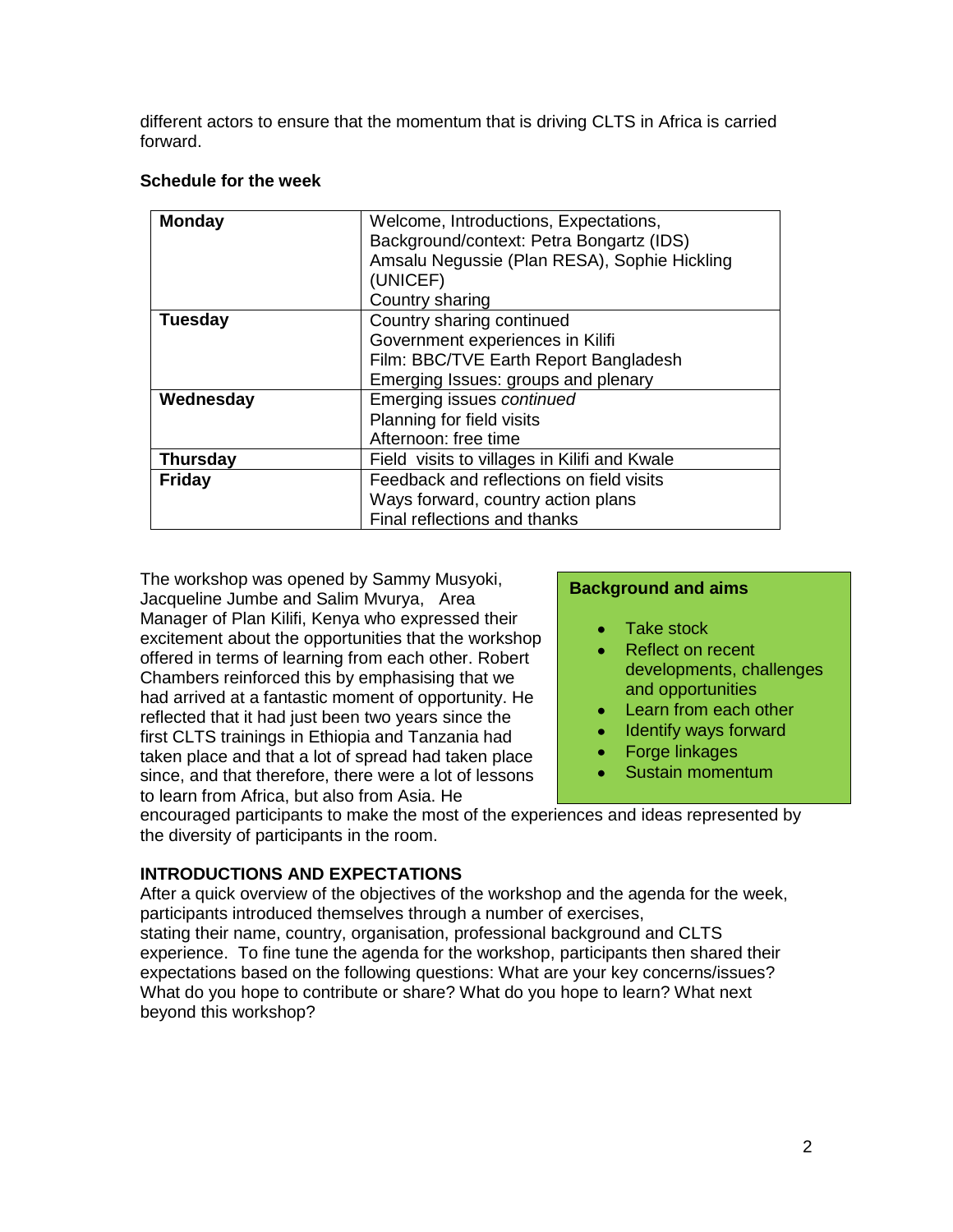different actors to ensure that the momentum that is driving CLTS in Africa is carried forward.

**Schedule for the week**

| **Monday** | Welcome, Introductions, Expectations,<br>Background/context: Petra Bongartz (IDS)<br>Amsalu Negussie (Plan RESA), Sophie Hickling (UNICEF)<br>Country sharing |
|---|---|
| **Tuesday** | Country sharing continued<br>Government experiences in Kilifi<br>Film: BBC/TVE Earth Report Bangladesh<br>Emerging Issues: groups and plenary |
| **Wednesday** | Emerging issues *continued*<br>Planning for field visits<br>Afternoon: free time |
| **Thursday** | Field visits to villages in Kilifi and Kwale |
| **Friday** | Feedback and reflections on field visits<br>Ways forward, country action plans<br>Final reflections and thanks |

The workshop was opened by Sammy Musyoki, Jacqueline Jumbe and Salim Mvurya, Area Manager of Plan Kilifi, Kenya who expressed their excitement about the opportunities that the workshop offered in terms of learning from each other. Robert Chambers reinforced this by emphasising that we had arrived at a fantastic moment of opportunity. He reflected that it had just been two years since the first CLTS trainings in Ethiopia and Tanzania had taken place and that a lot of spread had taken place since, and that therefore, there were a lot of lessons to learn from Africa, but also from Asia. He encouraged participants to make the most of the experiences and ideas represented by the diversity of participants in the room.

**Background and aims**

- Take stock
- Reflect on recent developments, challenges and opportunities
- Learn from each other
- Identify ways forward
- Forge linkages
- Sustain momentum

## INTRODUCTIONS AND EXPECTATIONS

After a quick overview of the objectives of the workshop and the agenda for the week, participants introduced themselves through a number of exercises, stating their name, country, organisation, professional background and CLTS experience. To fine tune the agenda for the workshop, participants then shared their expectations based on the following questions: What are your key concerns/issues? What do you hope to contribute or share? What do you hope to learn? What next beyond this workshop?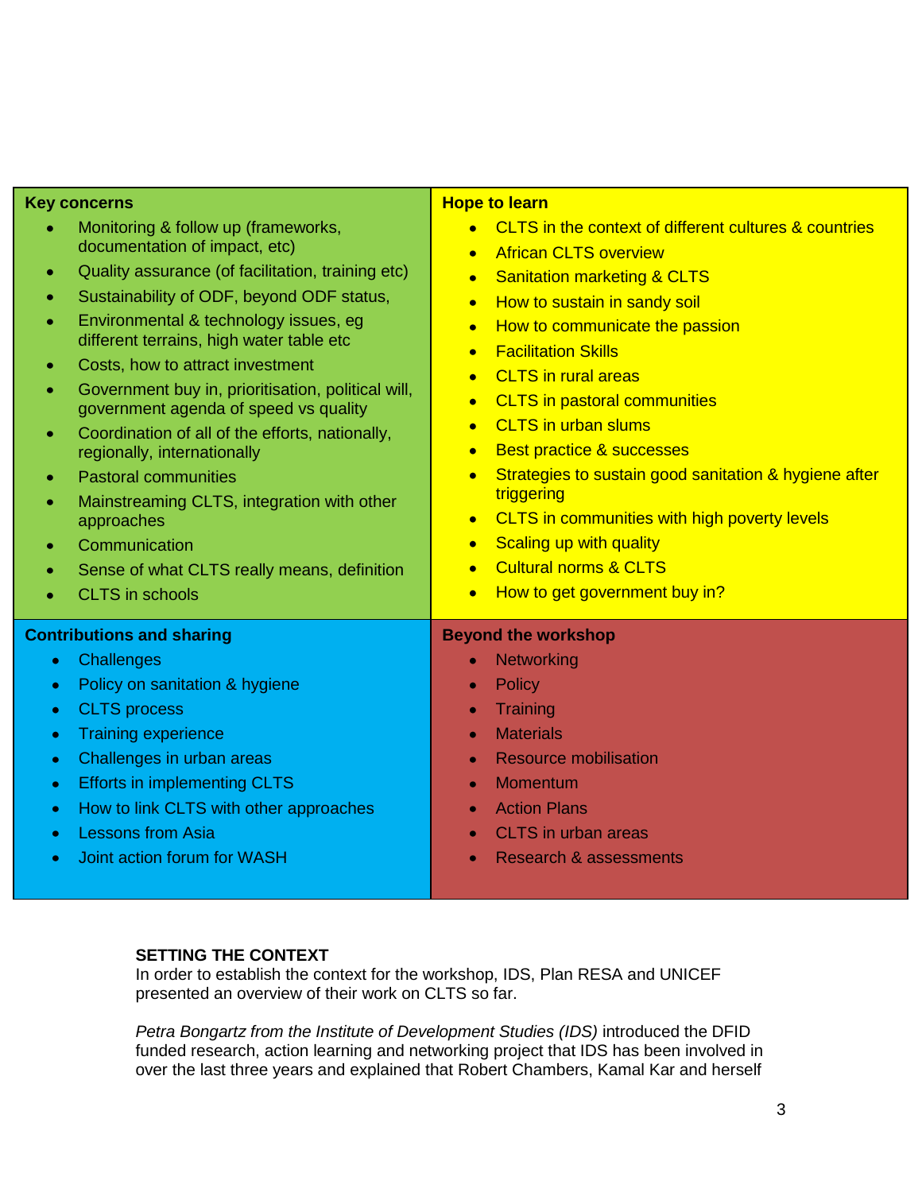| **Key concerns** | **Hope to learn** |
|---|---|
| • Monitoring & follow up (frameworks, documentation of impact, etc)<br>• Quality assurance (of facilitation, training etc)<br>• Sustainability of ODF, beyond ODF status,<br>• Environmental & technology issues, eg different terrains, high water table etc<br>• Costs, how to attract investment<br>• Government buy in, prioritisation, political will, government agenda of speed vs quality<br>• Coordination of all of the efforts, nationally, regionally, internationally<br>• Pastoral communities<br>• Mainstreaming CLTS, integration with other approaches<br>• Communication<br>• Sense of what CLTS really means, definition<br>• CLTS in schools | • CLTS in the context of different cultures & countries<br>• African CLTS overview<br>• Sanitation marketing & CLTS<br>• How to sustain in sandy soil<br>• How to communicate the passion<br>• Facilitation Skills<br>• CLTS in rural areas<br>• CLTS in pastoral communities<br>• CLTS in urban slums<br>• Best practice & successes<br>• Strategies to sustain good sanitation & hygiene after triggering<br>• CLTS in communities with high poverty levels<br>• Scaling up with quality<br>• Cultural norms & CLTS<br>• How to get government buy in? |
| **Contributions and sharing** | **Beyond the workshop** |
| • Challenges<br>• Policy on sanitation & hygiene<br>• CLTS process<br>• Training experience<br>• Challenges in urban areas<br>• Efforts in implementing CLTS<br>• How to link CLTS with other approaches<br>• Lessons from Asia<br>• Joint action forum for WASH | • Networking<br>• Policy<br>• Training<br>• Materials<br>• Resource mobilisation<br>• Momentum<br>• Action Plans<br>• CLTS in urban areas<br>• Research & assessments |

**SETTING THE CONTEXT**

In order to establish the context for the workshop, IDS, Plan RESA and UNICEF presented an overview of their work on CLTS so far.

*Petra Bongartz from the Institute of Development Studies (IDS)* introduced the DFID funded research, action learning and networking project that IDS has been involved in over the last three years and explained that Robert Chambers, Kamal Kar and herself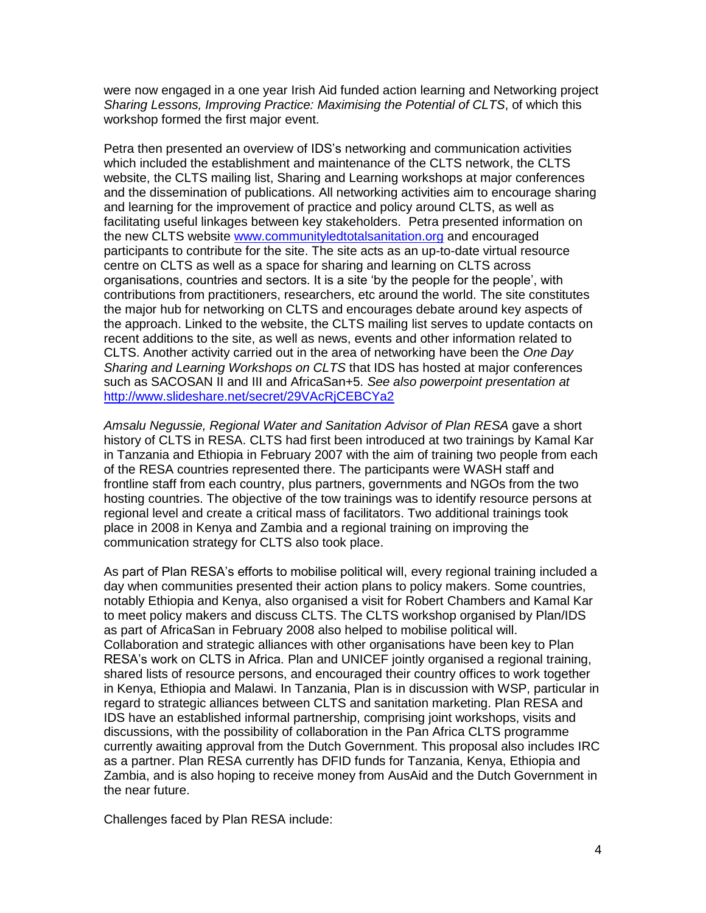were now engaged in a one year Irish Aid funded action learning and Networking project *Sharing Lessons, Improving Practice: Maximising the Potential of CLTS*, of which this workshop formed the first major event.

Petra then presented an overview of IDS's networking and communication activities which included the establishment and maintenance of the CLTS network, the CLTS website, the CLTS mailing list, Sharing and Learning workshops at major conferences and the dissemination of publications. All networking activities aim to encourage sharing and learning for the improvement of practice and policy around CLTS, as well as facilitating useful linkages between key stakeholders. Petra presented information on the new CLTS website [www.communityledtotalsanitation.org](www.communityledtotalsanitation.org) and encouraged participants to contribute for the site. The site acts as an up-to-date virtual resource centre on CLTS as well as a space for sharing and learning on CLTS across organisations, countries and sectors. It is a site 'by the people for the people', with contributions from practitioners, researchers, etc around the world. The site constitutes the major hub for networking on CLTS and encourages debate around key aspects of the approach. Linked to the website, the CLTS mailing list serves to update contacts on recent additions to the site, as well as news, events and other information related to CLTS. Another activity carried out in the area of networking have been the *One Day Sharing and Learning Workshops on CLTS* that IDS has hosted at major conferences such as SACOSAN II and III and AfricaSan+5. *See also powerpoint presentation at* [http://www.slideshare.net/secret/29VAcRjCEBCYa2](http://www.slideshare.net/secret/29VAcRjCEBCYa2)

*Amsalu Negussie, Regional Water and Sanitation Advisor of Plan RESA* gave a short history of CLTS in RESA. CLTS had first been introduced at two trainings by Kamal Kar in Tanzania and Ethiopia in February 2007 with the aim of training two people from each of the RESA countries represented there. The participants were WASH staff and frontline staff from each country, plus partners, governments and NGOs from the two hosting countries. The objective of the tow trainings was to identify resource persons at regional level and create a critical mass of facilitators. Two additional trainings took place in 2008 in Kenya and Zambia and a regional training on improving the communication strategy for CLTS also took place.

As part of Plan RESA's efforts to mobilise political will, every regional training included a day when communities presented their action plans to policy makers. Some countries, notably Ethiopia and Kenya, also organised a visit for Robert Chambers and Kamal Kar to meet policy makers and discuss CLTS. The CLTS workshop organised by Plan/IDS as part of AfricaSan in February 2008 also helped to mobilise political will. Collaboration and strategic alliances with other organisations have been key to Plan RESA's work on CLTS in Africa. Plan and UNICEF jointly organised a regional training, shared lists of resource persons, and encouraged their country offices to work together in Kenya, Ethiopia and Malawi. In Tanzania, Plan is in discussion with WSP, particular in regard to strategic alliances between CLTS and sanitation marketing. Plan RESA and IDS have an established informal partnership, comprising joint workshops, visits and discussions, with the possibility of collaboration in the Pan Africa CLTS programme currently awaiting approval from the Dutch Government. This proposal also includes IRC as a partner. Plan RESA currently has DFID funds for Tanzania, Kenya, Ethiopia and Zambia, and is also hoping to receive money from AusAid and the Dutch Government in the near future.

Challenges faced by Plan RESA include: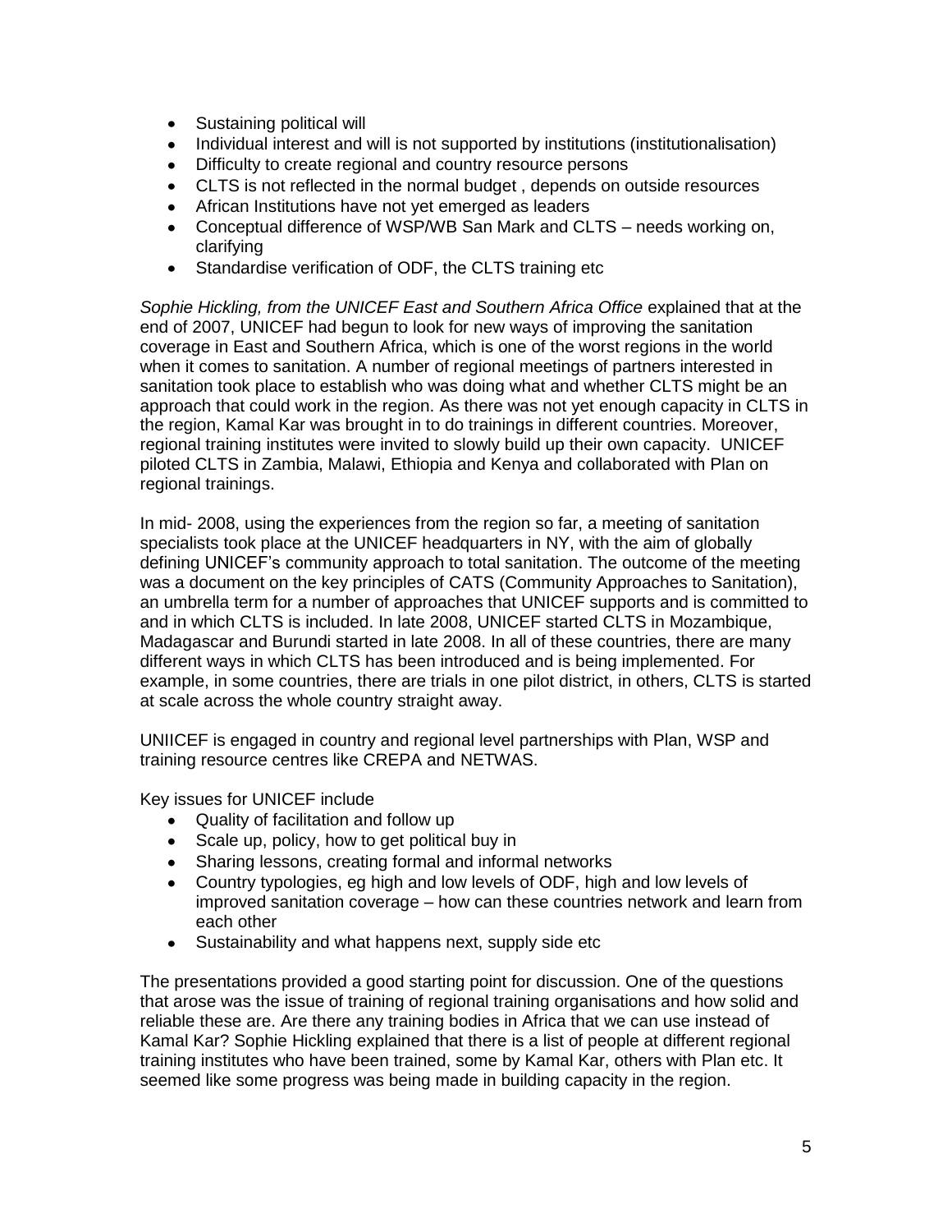- Sustaining political will
- Individual interest and will is not supported by institutions (institutionalisation)
- Difficulty to create regional and country resource persons
- CLTS is not reflected in the normal budget , depends on outside resources
- African Institutions have not yet emerged as leaders
- Conceptual difference of WSP/WB San Mark and CLTS – needs working on, clarifying
- Standardise verification of ODF, the CLTS training etc

*Sophie Hickling, from the UNICEF East and Southern Africa Office* explained that at the end of 2007, UNICEF had begun to look for new ways of improving the sanitation coverage in East and Southern Africa, which is one of the worst regions in the world when it comes to sanitation. A number of regional meetings of partners interested in sanitation took place to establish who was doing what and whether CLTS might be an approach that could work in the region. As there was not yet enough capacity in CLTS in the region, Kamal Kar was brought in to do trainings in different countries. Moreover, regional training institutes were invited to slowly build up their own capacity. UNICEF piloted CLTS in Zambia, Malawi, Ethiopia and Kenya and collaborated with Plan on regional trainings.

In mid- 2008, using the experiences from the region so far, a meeting of sanitation specialists took place at the UNICEF headquarters in NY, with the aim of globally defining UNICEF's community approach to total sanitation. The outcome of the meeting was a document on the key principles of CATS (Community Approaches to Sanitation), an umbrella term for a number of approaches that UNICEF supports and is committed to and in which CLTS is included. In late 2008, UNICEF started CLTS in Mozambique, Madagascar and Burundi started in late 2008. In all of these countries, there are many different ways in which CLTS has been introduced and is being implemented. For example, in some countries, there are trials in one pilot district, in others, CLTS is started at scale across the whole country straight away.

UNIICEF is engaged in country and regional level partnerships with Plan, WSP and training resource centres like CREPA and NETWAS.

Key issues for UNICEF include

- Quality of facilitation and follow up
- Scale up, policy, how to get political buy in
- Sharing lessons, creating formal and informal networks
- Country typologies, eg high and low levels of ODF, high and low levels of improved sanitation coverage – how can these countries network and learn from each other
- Sustainability and what happens next, supply side etc

The presentations provided a good starting point for discussion. One of the questions that arose was the issue of training of regional training organisations and how solid and reliable these are. Are there any training bodies in Africa that we can use instead of Kamal Kar? Sophie Hickling explained that there is a list of people at different regional training institutes who have been trained, some by Kamal Kar, others with Plan etc. It seemed like some progress was being made in building capacity in the region.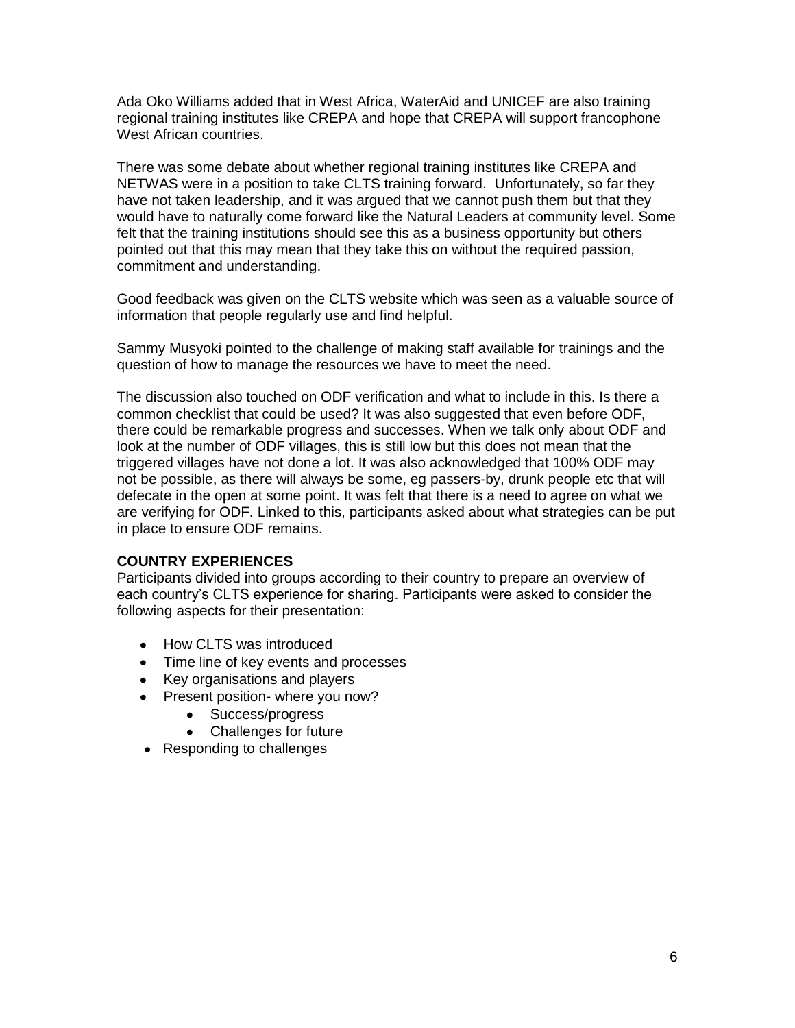Ada Oko Williams added that in West Africa, WaterAid and UNICEF are also training regional training institutes like CREPA and hope that CREPA will support francophone West African countries.

There was some debate about whether regional training institutes like CREPA and NETWAS were in a position to take CLTS training forward. Unfortunately, so far they have not taken leadership, and it was argued that we cannot push them but that they would have to naturally come forward like the Natural Leaders at community level. Some felt that the training institutions should see this as a business opportunity but others pointed out that this may mean that they take this on without the required passion, commitment and understanding.

Good feedback was given on the CLTS website which was seen as a valuable source of information that people regularly use and find helpful.

Sammy Musyoki pointed to the challenge of making staff available for trainings and the question of how to manage the resources we have to meet the need.

The discussion also touched on ODF verification and what to include in this. Is there a common checklist that could be used? It was also suggested that even before ODF, there could be remarkable progress and successes. When we talk only about ODF and look at the number of ODF villages, this is still low but this does not mean that the triggered villages have not done a lot. It was also acknowledged that 100% ODF may not be possible, as there will always be some, eg passers-by, drunk people etc that will defecate in the open at some point. It was felt that there is a need to agree on what we are verifying for ODF. Linked to this, participants asked about what strategies can be put in place to ensure ODF remains.

**COUNTRY EXPERIENCES**

Participants divided into groups according to their country to prepare an overview of each country's CLTS experience for sharing. Participants were asked to consider the following aspects for their presentation:

- How CLTS was introduced
- Time line of key events and processes
- Key organisations and players
- Present position- where you now?
    - Success/progress
    - Challenges for future
- Responding to challenges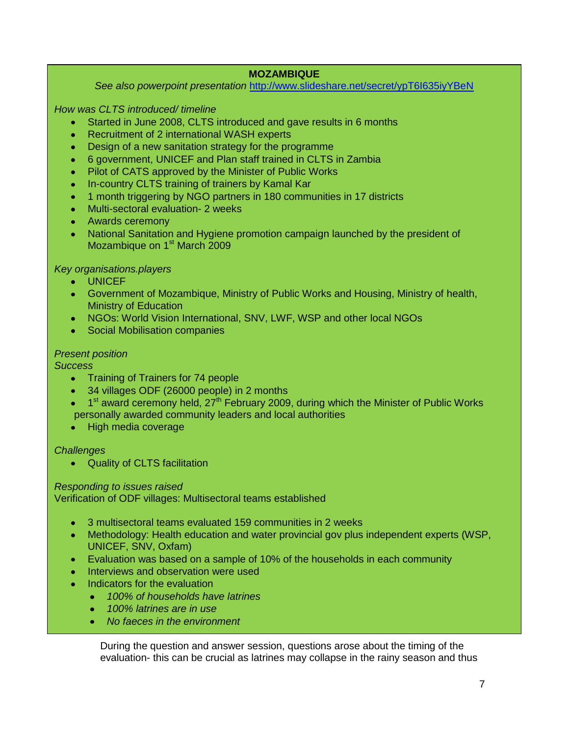**MOZAMBIQUE**

*See also powerpoint presentation* http://www.slideshare.net/secret/ypT6I635iyYBeN

*How was CLTS introduced/ timeline*

- Started in June 2008, CLTS introduced and gave results in 6 months
- Recruitment of 2 international WASH experts
- Design of a new sanitation strategy for the programme
- 6 government, UNICEF and Plan staff trained in CLTS in Zambia
- Pilot of CATS approved by the Minister of Public Works
- In-country CLTS training of trainers by Kamal Kar
- 1 month triggering by NGO partners in 180 communities in 17 districts
- Multi-sectoral evaluation- 2 weeks
- Awards ceremony
- National Sanitation and Hygiene promotion campaign launched by the president of Mozambique on 1st March 2009

*Key organisations.players*

- UNICEF
- Government of Mozambique, Ministry of Public Works and Housing, Ministry of health, Ministry of Education
- NGOs: World Vision International, SNV, LWF, WSP and other local NGOs
- Social Mobilisation companies

*Present position*

*Success*

- Training of Trainers for 74 people
- 34 villages ODF (26000 people) in 2 months
- 1st award ceremony held, 27th February 2009, during which the Minister of Public Works personally awarded community leaders and local authorities
- High media coverage

*Challenges*

- Quality of CLTS facilitation

*Responding to issues raised*

Verification of ODF villages: Multisectoral teams established

- 3 multisectoral teams evaluated 159 communities in 2 weeks
- Methodology: Health education and water provincial gov plus independent experts (WSP, UNICEF, SNV, Oxfam)
- Evaluation was based on a sample of 10% of the households in each community
- Interviews and observation were used
- Indicators for the evaluation
  - *100% of households have latrines*
  - *100% latrines are in use*
  - *No faeces in the environment*

During the question and answer session, questions arose about the timing of the evaluation- this can be crucial as latrines may collapse in the rainy season and thus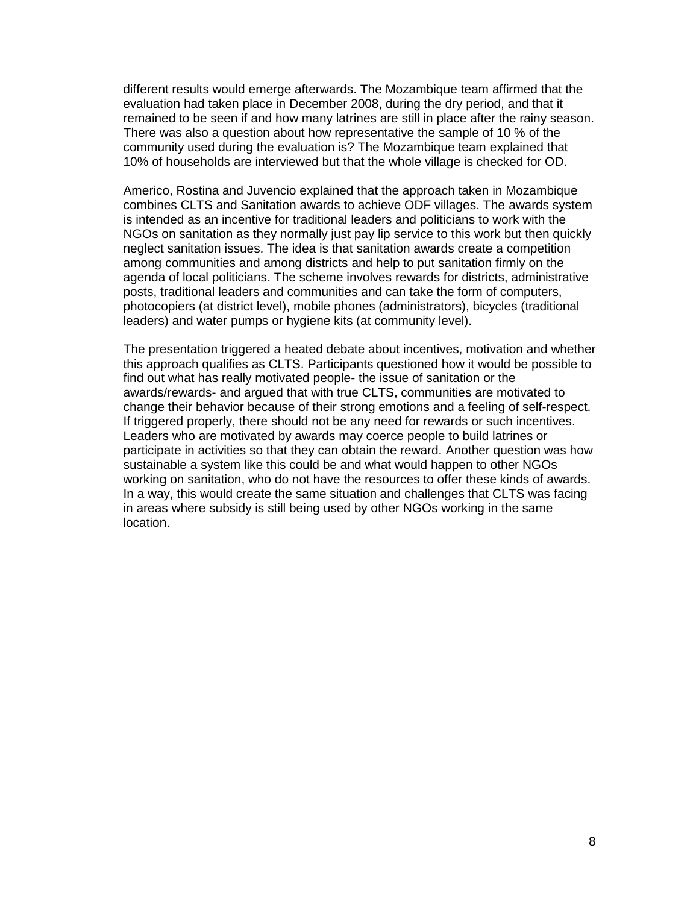different results would emerge afterwards. The Mozambique team affirmed that the evaluation had taken place in December 2008, during the dry period, and that it remained to be seen if and how many latrines are still in place after the rainy season. There was also a question about how representative the sample of 10 % of the community used during the evaluation is? The Mozambique team explained that 10% of households are interviewed but that the whole village is checked for OD.

Americo, Rostina and Juvencio explained that the approach taken in Mozambique combines CLTS and Sanitation awards to achieve ODF villages. The awards system is intended as an incentive for traditional leaders and politicians to work with the NGOs on sanitation as they normally just pay lip service to this work but then quickly neglect sanitation issues. The idea is that sanitation awards create a competition among communities and among districts and help to put sanitation firmly on the agenda of local politicians. The scheme involves rewards for districts, administrative posts, traditional leaders and communities and can take the form of computers, photocopiers (at district level), mobile phones (administrators), bicycles (traditional leaders) and water pumps or hygiene kits (at community level).

The presentation triggered a heated debate about incentives, motivation and whether this approach qualifies as CLTS. Participants questioned how it would be possible to find out what has really motivated people- the issue of sanitation or the awards/rewards- and argued that with true CLTS, communities are motivated to change their behavior because of their strong emotions and a feeling of self-respect. If triggered properly, there should not be any need for rewards or such incentives. Leaders who are motivated by awards may coerce people to build latrines or participate in activities so that they can obtain the reward. Another question was how sustainable a system like this could be and what would happen to other NGOs working on sanitation, who do not have the resources to offer these kinds of awards. In a way, this would create the same situation and challenges that CLTS was facing in areas where subsidy is still being used by other NGOs working in the same location.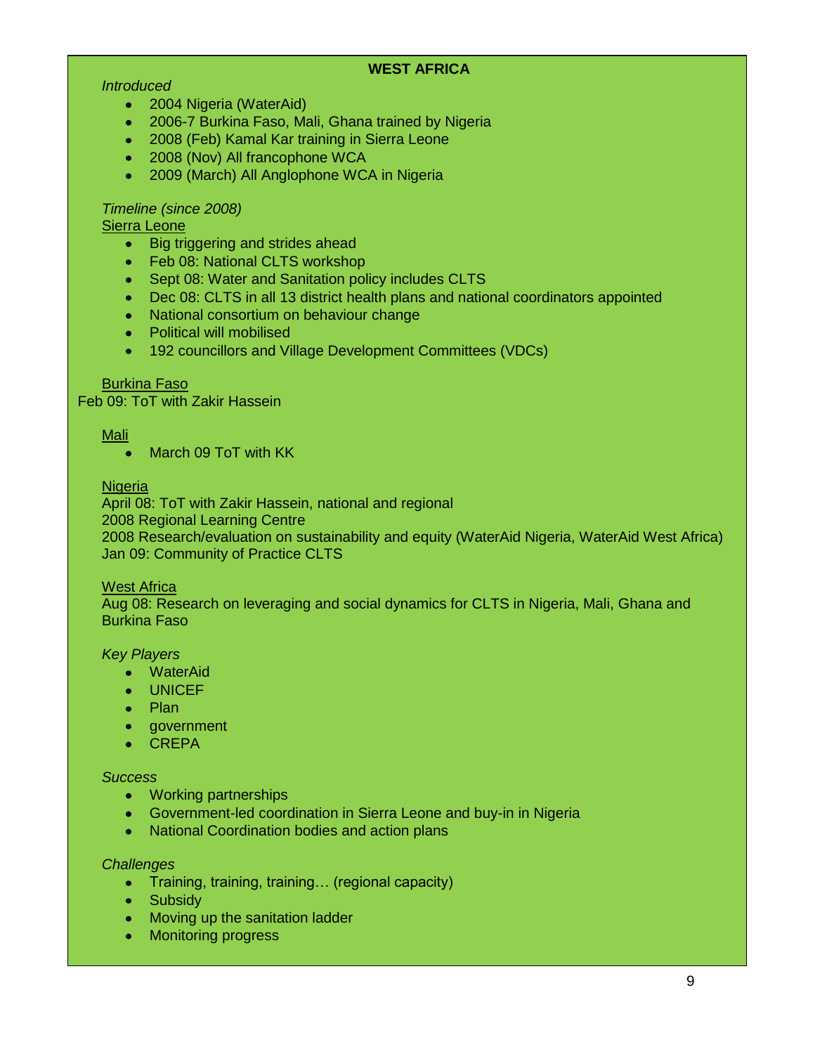## WEST AFRICA

*Introduced*

- 2004 Nigeria (WaterAid)
- 2006-7 Burkina Faso, Mali, Ghana trained by Nigeria
- 2008 (Feb) Kamal Kar training in Sierra Leone
- 2008 (Nov) All francophone WCA
- 2009 (March) All Anglophone WCA in Nigeria

*Timeline (since 2008)*

<u>Sierra Leone</u>

- Big triggering and strides ahead
- Feb 08: National CLTS workshop
- Sept 08: Water and Sanitation policy includes CLTS
- Dec 08: CLTS in all 13 district health plans and national coordinators appointed
- National consortium on behaviour change
- Political will mobilised
- 192 councillors and Village Development Committees (VDCs)

<u>Burkina Faso</u>

Feb 09: ToT with Zakir Hassein

<u>Mali</u>

- March 09 ToT with KK

<u>Nigeria</u>

April 08: ToT with Zakir Hassein, national and regional
2008 Regional Learning Centre
2008 Research/evaluation on sustainability and equity (WaterAid Nigeria, WaterAid West Africa)
Jan 09: Community of Practice CLTS

<u>West Africa</u>

Aug 08: Research on leveraging and social dynamics for CLTS in Nigeria, Mali, Ghana and Burkina Faso

*Key Players*

- WaterAid
- UNICEF
- Plan
- government
- CREPA

*Success*

- Working partnerships
- Government-led coordination in Sierra Leone and buy-in in Nigeria
- National Coordination bodies and action plans

*Challenges*

- Training, training, training… (regional capacity)
- Subsidy
- Moving up the sanitation ladder
- Monitoring progress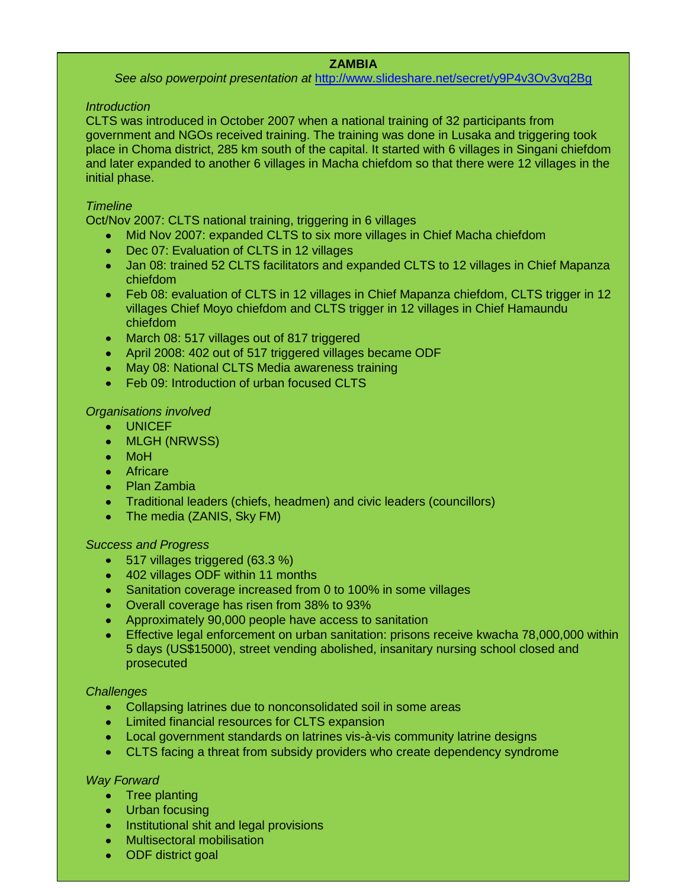## ZAMBIA

*See also powerpoint presentation at* [http://www.slideshare.net/secret/y9P4v3Ov3vq2Bg](http://www.slideshare.net/secret/y9P4v3Ov3vq2Bg)

*Introduction*

CLTS was introduced in October 2007 when a national training of 32 participants from government and NGOs received training. The training was done in Lusaka and triggering took place in Choma district, 285 km south of the capital. It started with 6 villages in Singani chiefdom and later expanded to another 6 villages in Macha chiefdom so that there were 12 villages in the initial phase.

*Timeline*

Oct/Nov 2007: CLTS national training, triggering in 6 villages

- Mid Nov 2007: expanded CLTS to six more villages in Chief Macha chiefdom
- Dec 07: Evaluation of CLTS in 12 villages
- Jan 08: trained 52 CLTS facilitators and expanded CLTS to 12 villages in Chief Mapanza chiefdom
- Feb 08: evaluation of CLTS in 12 villages in Chief Mapanza chiefdom, CLTS trigger in 12 villages Chief Moyo chiefdom and CLTS trigger in 12 villages in Chief Hamaundu chiefdom
- March 08: 517 villages out of 817 triggered
- April 2008: 402 out of 517 triggered villages became ODF
- May 08: National CLTS Media awareness training
- Feb 09: Introduction of urban focused CLTS

*Organisations involved*

- UNICEF
- MLGH (NRWSS)
- MoH
- Africare
- Plan Zambia
- Traditional leaders (chiefs, headmen) and civic leaders (councillors)
- The media (ZANIS, Sky FM)

*Success and Progress*

- 517 villages triggered (63.3 %)
- 402 villages ODF within 11 months
- Sanitation coverage increased from 0 to 100% in some villages
- Overall coverage has risen from 38% to 93%
- Approximately 90,000 people have access to sanitation
- Effective legal enforcement on urban sanitation: prisons receive kwacha 78,000,000 within 5 days (US$15000), street vending abolished, insanitary nursing school closed and prosecuted

*Challenges*

- Collapsing latrines due to nonconsolidated soil in some areas
- Limited financial resources for CLTS expansion
- Local government standards on latrines vis-à-vis community latrine designs
- CLTS facing a threat from subsidy providers who create dependency syndrome

*Way Forward*

- Tree planting
- Urban focusing
- Institutional shit and legal provisions
- Multisectoral mobilisation
- ODF district goal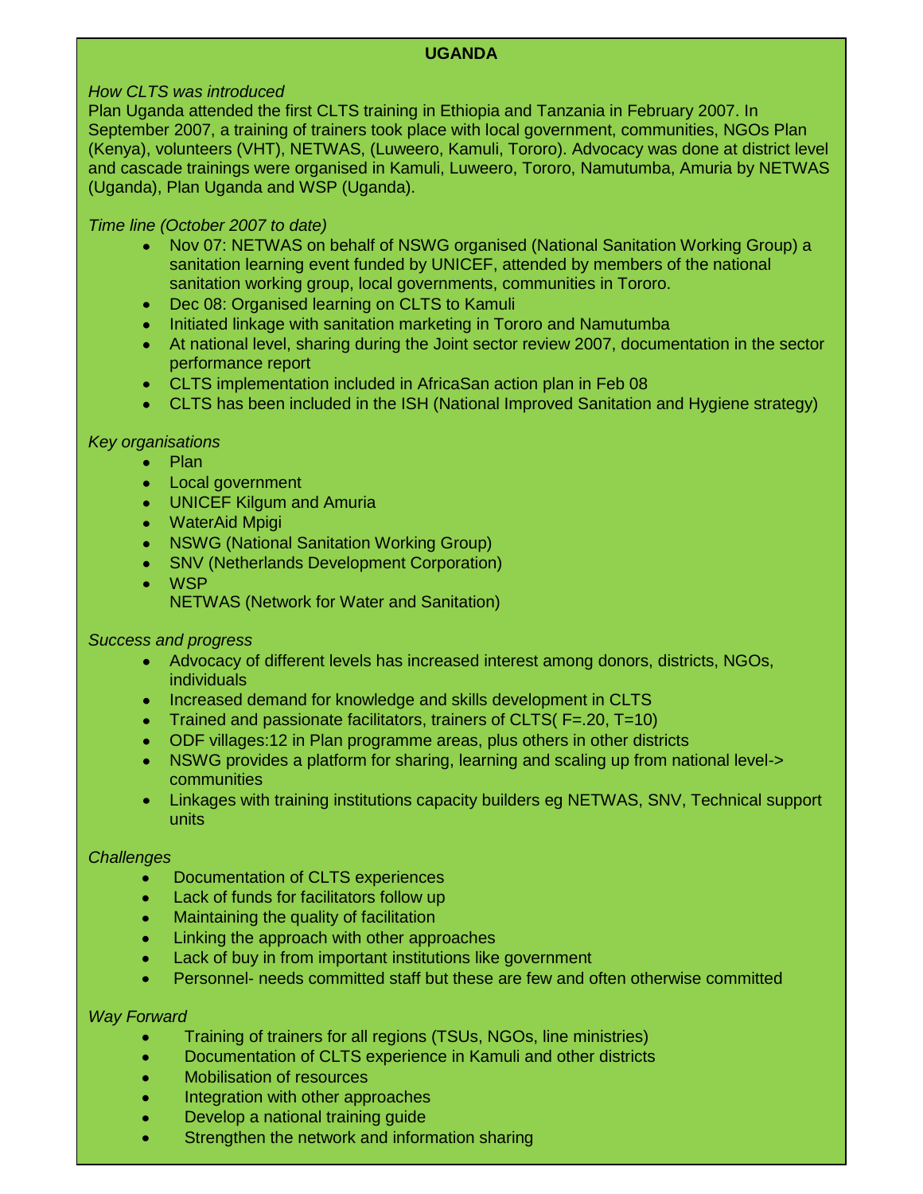## UGANDA

*How CLTS was introduced*

Plan Uganda attended the first CLTS training in Ethiopia and Tanzania in February 2007. In September 2007, a training of trainers took place with local government, communities, NGOs Plan (Kenya), volunteers (VHT), NETWAS, (Luweero, Kamuli, Tororo). Advocacy was done at district level and cascade trainings were organised in Kamuli, Luweero, Tororo, Namutumba, Amuria by NETWAS (Uganda), Plan Uganda and WSP (Uganda).

*Time line (October 2007 to date)*

- Nov 07: NETWAS on behalf of NSWG organised (National Sanitation Working Group) a sanitation learning event funded by UNICEF, attended by members of the national sanitation working group, local governments, communities in Tororo.
- Dec 08: Organised learning on CLTS to Kamuli
- Initiated linkage with sanitation marketing in Tororo and Namutumba
- At national level, sharing during the Joint sector review 2007, documentation in the sector performance report
- CLTS implementation included in AfricaSan action plan in Feb 08
- CLTS has been included in the ISH (National Improved Sanitation and Hygiene strategy)

*Key organisations*

- Plan
- Local government
- UNICEF Kilgum and Amuria
- WaterAid Mpigi
- NSWG (National Sanitation Working Group)
- SNV (Netherlands Development Corporation)
- WSP
  NETWAS (Network for Water and Sanitation)

*Success and progress*

- Advocacy of different levels has increased interest among donors, districts, NGOs, individuals
- Increased demand for knowledge and skills development in CLTS
- Trained and passionate facilitators, trainers of CLTS( F=.20, T=10)
- ODF villages:12 in Plan programme areas, plus others in other districts
- NSWG provides a platform for sharing, learning and scaling up from national level-> communities
- Linkages with training institutions capacity builders eg NETWAS, SNV, Technical support units

*Challenges*

- Documentation of CLTS experiences
- Lack of funds for facilitators follow up
- Maintaining the quality of facilitation
- Linking the approach with other approaches
- Lack of buy in from important institutions like government
- Personnel- needs committed staff but these are few and often otherwise committed

*Way Forward*

- Training of trainers for all regions (TSUs, NGOs, line ministries)
- Documentation of CLTS experience in Kamuli and other districts
- Mobilisation of resources
- Integration with other approaches
- Develop a national training guide
- Strengthen the network and information sharing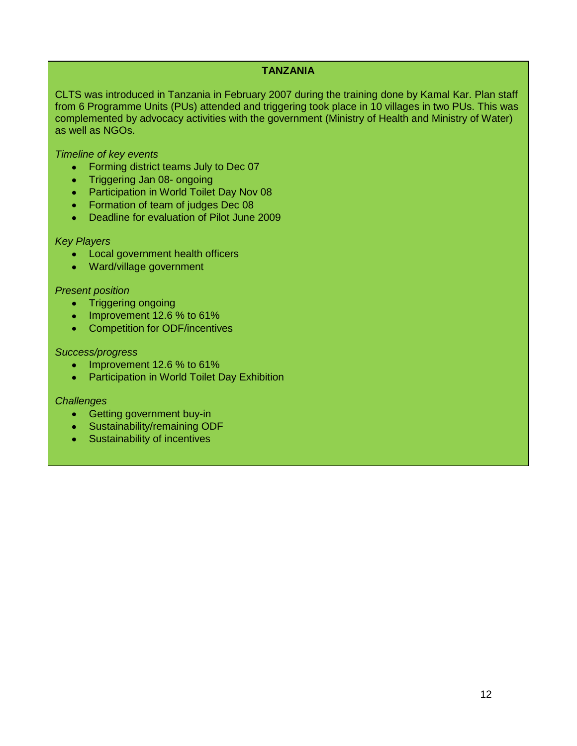## TANZANIA

CLTS was introduced in Tanzania in February 2007 during the training done by Kamal Kar. Plan staff from 6 Programme Units (PUs) attended and triggering took place in 10 villages in two PUs. This was complemented by advocacy activities with the government (Ministry of Health and Ministry of Water) as well as NGOs.

*Timeline of key events*

- Forming district teams July to Dec 07
- Triggering Jan 08- ongoing
- Participation in World Toilet Day Nov 08
- Formation of team of judges Dec 08
- Deadline for evaluation of Pilot June 2009

*Key Players*

- Local government health officers
- Ward/village government

*Present position*

- Triggering ongoing
- Improvement 12.6 % to 61%
- Competition for ODF/incentives

*Success/progress*

- Improvement 12.6 % to 61%
- Participation in World Toilet Day Exhibition

*Challenges*

- Getting government buy-in
- Sustainability/remaining ODF
- Sustainability of incentives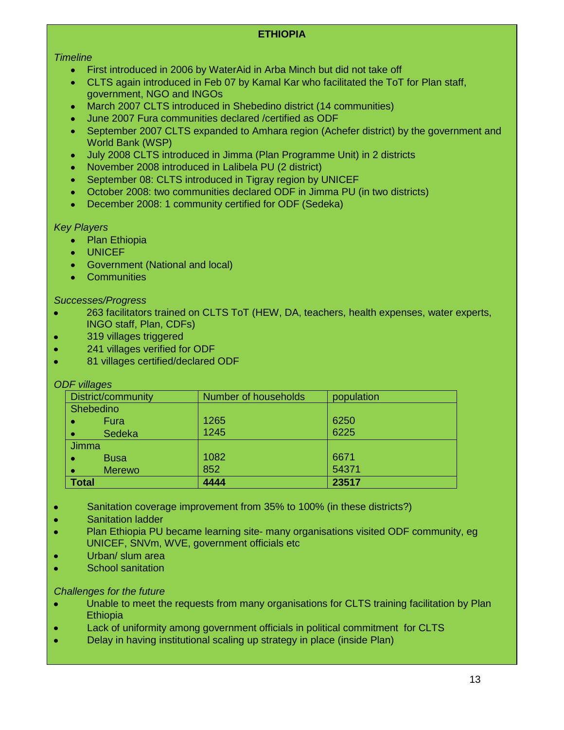## ETHIOPIA

*Timeline*

- First introduced in 2006 by WaterAid in Arba Minch but did not take off
- CLTS again introduced in Feb 07 by Kamal Kar who facilitated the ToT for Plan staff, government, NGO and INGOs
- March 2007 CLTS introduced in Shebedino district (14 communities)
- June 2007 Fura communities declared /certified as ODF
- September 2007 CLTS expanded to Amhara region (Achefer district) by the government and World Bank (WSP)
- July 2008 CLTS introduced in Jimma (Plan Programme Unit) in 2 districts
- November 2008 introduced in Lalibela PU (2 district)
- September 08: CLTS introduced in Tigray region by UNICEF
- October 2008: two communities declared ODF in Jimma PU (in two districts)
- December 2008: 1 community certified for ODF (Sedeka)

*Key Players*

- Plan Ethiopia
- UNICEF
- Government (National and local)
- Communities

*Successes/Progress*

- 263 facilitators trained on CLTS ToT (HEW, DA, teachers, health expenses, water experts, INGO staff, Plan, CDFs)
- 319 villages triggered
- 241 villages verified for ODF
- 81 villages certified/declared ODF

*ODF villages*

| District/community | Number of households | population |
|---|---|---|
| Shebedino | | |
| • Fura | 1265 | 6250 |
| • Sedeka | 1245 | 6225 |
| Jimma | | |
| • Busa | 1082 | 6671 |
| • Merewo | 852 | 54371 |
| **Total** | **4444** | **23517** |

- Sanitation coverage improvement from 35% to 100% (in these districts?)
- Sanitation ladder
- Plan Ethiopia PU became learning site- many organisations visited ODF community, eg UNICEF, SNVm, WVE, government officials etc
- Urban/ slum area
- School sanitation

*Challenges for the future*

- Unable to meet the requests from many organisations for CLTS training facilitation by Plan Ethiopia
- Lack of uniformity among government officials in political commitment for CLTS
- Delay in having institutional scaling up strategy in place (inside Plan)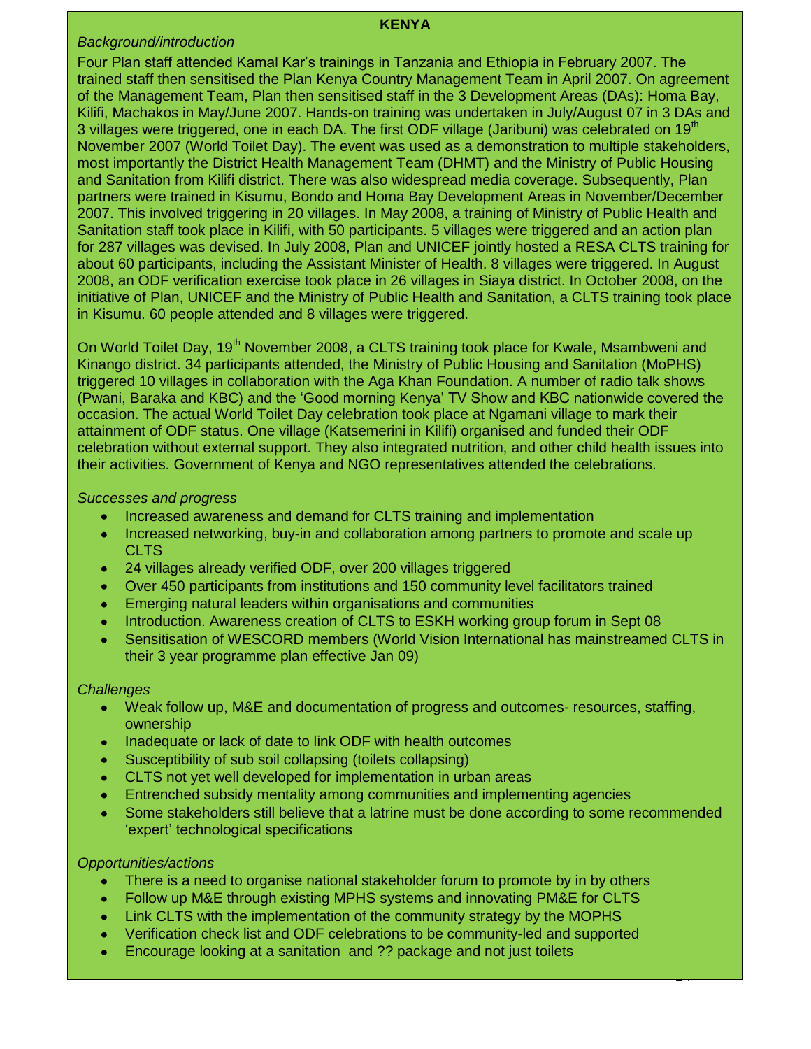## KENYA

*Background/introduction*

Four Plan staff attended Kamal Kar's trainings in Tanzania and Ethiopia in February 2007. The trained staff then sensitised the Plan Kenya Country Management Team in April 2007. On agreement of the Management Team, Plan then sensitised staff in the 3 Development Areas (DAs): Homa Bay, Kilifi, Machakos in May/June 2007. Hands-on training was undertaken in July/August 07 in 3 DAs and 3 villages were triggered, one in each DA. The first ODF village (Jaribuni) was celebrated on 19th November 2007 (World Toilet Day). The event was used as a demonstration to multiple stakeholders, most importantly the District Health Management Team (DHMT) and the Ministry of Public Housing and Sanitation from Kilifi district. There was also widespread media coverage. Subsequently, Plan partners were trained in Kisumu, Bondo and Homa Bay Development Areas in November/December 2007. This involved triggering in 20 villages. In May 2008, a training of Ministry of Public Health and Sanitation staff took place in Kilifi, with 50 participants. 5 villages were triggered and an action plan for 287 villages was devised. In July 2008, Plan and UNICEF jointly hosted a RESA CLTS training for about 60 participants, including the Assistant Minister of Health. 8 villages were triggered. In August 2008, an ODF verification exercise took place in 26 villages in Siaya district. In October 2008, on the initiative of Plan, UNICEF and the Ministry of Public Health and Sanitation, a CLTS training took place in Kisumu. 60 people attended and 8 villages were triggered.

On World Toilet Day, 19th November 2008, a CLTS training took place for Kwale, Msambweni and Kinango district. 34 participants attended, the Ministry of Public Housing and Sanitation (MoPHS) triggered 10 villages in collaboration with the Aga Khan Foundation. A number of radio talk shows (Pwani, Baraka and KBC) and the 'Good morning Kenya' TV Show and KBC nationwide covered the occasion. The actual World Toilet Day celebration took place at Ngamani village to mark their attainment of ODF status. One village (Katsemerini in Kilifi) organised and funded their ODF celebration without external support. They also integrated nutrition, and other child health issues into their activities. Government of Kenya and NGO representatives attended the celebrations.

*Successes and progress*

- Increased awareness and demand for CLTS training and implementation
- Increased networking, buy-in and collaboration among partners to promote and scale up CLTS
- 24 villages already verified ODF, over 200 villages triggered
- Over 450 participants from institutions and 150 community level facilitators trained
- Emerging natural leaders within organisations and communities
- Introduction. Awareness creation of CLTS to ESKH working group forum in Sept 08
- Sensitisation of WESCORD members (World Vision International has mainstreamed CLTS in their 3 year programme plan effective Jan 09)

*Challenges*

- Weak follow up, M&E and documentation of progress and outcomes- resources, staffing, ownership
- Inadequate or lack of date to link ODF with health outcomes
- Susceptibility of sub soil collapsing (toilets collapsing)
- CLTS not yet well developed for implementation in urban areas
- Entrenched subsidy mentality among communities and implementing agencies
- Some stakeholders still believe that a latrine must be done according to some recommended 'expert' technological specifications

*Opportunities/actions*

- There is a need to organise national stakeholder forum to promote by in by others
- Follow up M&E through existing MPHS systems and innovating PM&E for CLTS
- Link CLTS with the implementation of the community strategy by the MOPHS
- Verification check list and ODF celebrations to be community-led and supported
- Encourage looking at a sanitation and ?? package and not just toilets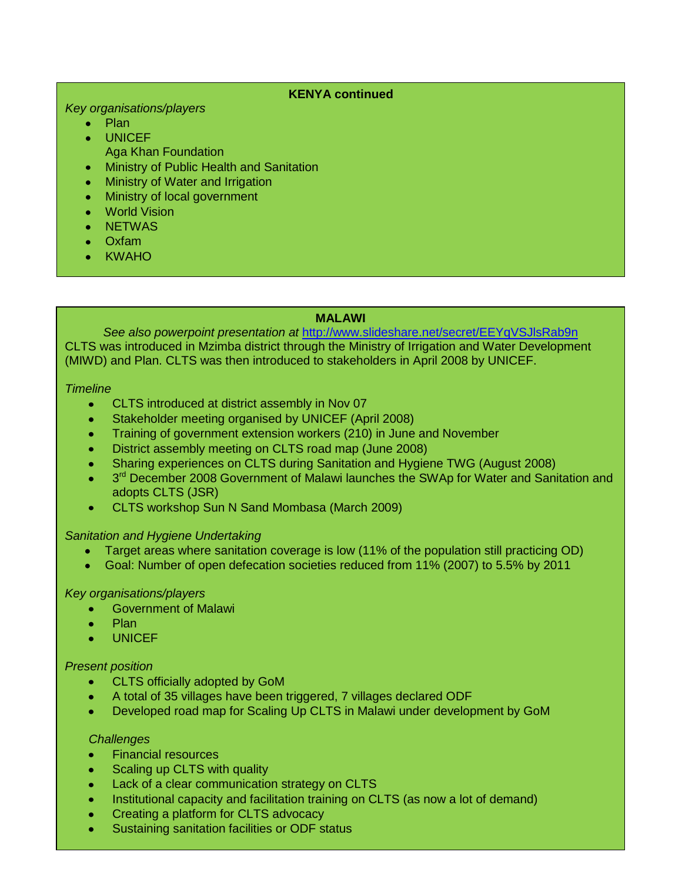## KENYA continued

*Key organisations/players*

- Plan
- UNICEF
  Aga Khan Foundation
- Ministry of Public Health and Sanitation
- Ministry of Water and Irrigation
- Ministry of local government
- World Vision
- NETWAS
- Oxfam
- KWAHO

## MALAWI

*See also powerpoint presentation at* [http://www.slideshare.net/secret/EEYqVSJlsRab9n](http://www.slideshare.net/secret/EEYqVSJlsRab9n)

CLTS was introduced in Mzimba district through the Ministry of Irrigation and Water Development (MIWD) and Plan. CLTS was then introduced to stakeholders in April 2008 by UNICEF.

*Timeline*

- CLTS introduced at district assembly in Nov 07
- Stakeholder meeting organised by UNICEF (April 2008)
- Training of government extension workers (210) in June and November
- District assembly meeting on CLTS road map (June 2008)
- Sharing experiences on CLTS during Sanitation and Hygiene TWG (August 2008)
- 3rd December 2008 Government of Malawi launches the SWAp for Water and Sanitation and adopts CLTS (JSR)
- CLTS workshop Sun N Sand Mombasa (March 2009)

*Sanitation and Hygiene Undertaking*

- Target areas where sanitation coverage is low (11% of the population still practicing OD)
- Goal: Number of open defecation societies reduced from 11% (2007) to 5.5% by 2011

*Key organisations/players*

- Government of Malawi
- Plan
- UNICEF

*Present position*

- CLTS officially adopted by GoM
- A total of 35 villages have been triggered, 7 villages declared ODF
- Developed road map for Scaling Up CLTS in Malawi under development by GoM

*Challenges*

- Financial resources
- Scaling up CLTS with quality
- Lack of a clear communication strategy on CLTS
- Institutional capacity and facilitation training on CLTS (as now a lot of demand)
- Creating a platform for CLTS advocacy
- Sustaining sanitation facilities or ODF status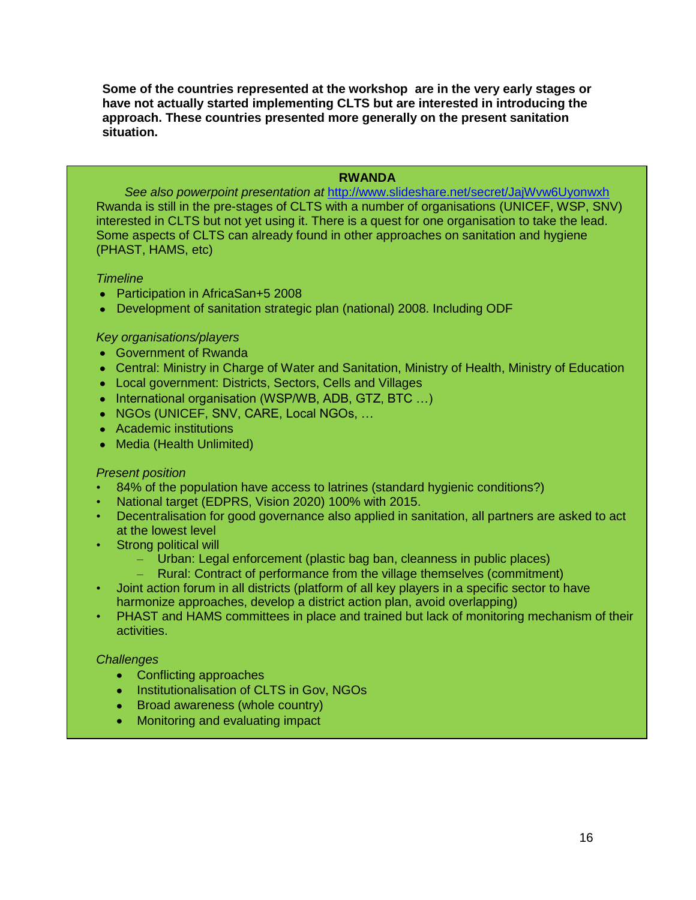**Some of the countries represented at the workshop are in the very early stages or have not actually started implementing CLTS but are interested in introducing the approach. These countries presented more generally on the present sanitation situation.**

## RWANDA

*See also powerpoint presentation at* [http://www.slideshare.net/secret/JajWvw6Uyonwxh](http://www.slideshare.net/secret/JajWvw6Uyonwxh)

Rwanda is still in the pre-stages of CLTS with a number of organisations (UNICEF, WSP, SNV) interested in CLTS but not yet using it. There is a quest for one organisation to take the lead. Some aspects of CLTS can already found in other approaches on sanitation and hygiene (PHAST, HAMS, etc)

*Timeline*

- Participation in AfricaSan+5 2008
- Development of sanitation strategic plan (national) 2008. Including ODF

*Key organisations/players*

- Government of Rwanda
- Central: Ministry in Charge of Water and Sanitation, Ministry of Health, Ministry of Education
- Local government: Districts, Sectors, Cells and Villages
- International organisation (WSP/WB, ADB, GTZ, BTC …)
- NGOs (UNICEF, SNV, CARE, Local NGOs, …
- Academic institutions
- Media (Health Unlimited)

*Present position*

- 84% of the population have access to latrines (standard hygienic conditions?)
- National target (EDPRS, Vision 2020) 100% with 2015.
- Decentralisation for good governance also applied in sanitation, all partners are asked to act at the lowest level
- Strong political will
  - Urban: Legal enforcement (plastic bag ban, cleanness in public places)
  - Rural: Contract of performance from the village themselves (commitment)
- Joint action forum in all districts (platform of all key players in a specific sector to have harmonize approaches, develop a district action plan, avoid overlapping)
- PHAST and HAMS committees in place and trained but lack of monitoring mechanism of their activities.

*Challenges*

- Conflicting approaches
- Institutionalisation of CLTS in Gov, NGOs
- Broad awareness (whole country)
- Monitoring and evaluating impact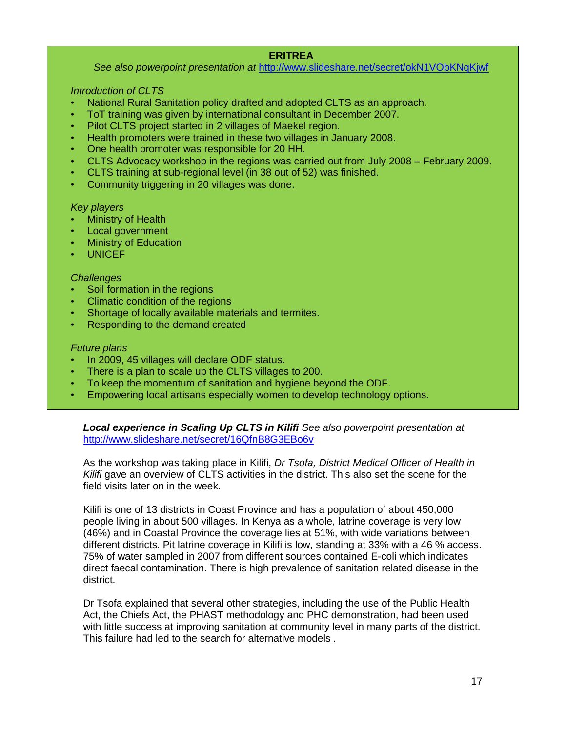## ERITREA

*See also powerpoint presentation at* http://www.slideshare.net/secret/okN1VObKNqKjwf

*Introduction of CLTS*

- National Rural Sanitation policy drafted and adopted CLTS as an approach.
- ToT training was given by international consultant in December 2007.
- Pilot CLTS project started in 2 villages of Maekel region.
- Health promoters were trained in these two villages in January 2008.
- One health promoter was responsible for 20 HH.
- CLTS Advocacy workshop in the regions was carried out from July 2008 – February 2009.
- CLTS training at sub-regional level (in 38 out of 52) was finished.
- Community triggering in 20 villages was done.

*Key players*

- Ministry of Health
- Local government
- Ministry of Education
- UNICEF

*Challenges*

- Soil formation in the regions
- Climatic condition of the regions
- Shortage of locally available materials and termites.
- Responding to the demand created

*Future plans*

- In 2009, 45 villages will declare ODF status.
- There is a plan to scale up the CLTS villages to 200.
- To keep the momentum of sanitation and hygiene beyond the ODF.
- Empowering local artisans especially women to develop technology options.

***Local experience in Scaling Up CLTS in Kilifi*** *See also powerpoint presentation at* http://www.slideshare.net/secret/16QfnB8G3EBo6v

As the workshop was taking place in Kilifi, *Dr Tsofa, District Medical Officer of Health in Kilifi* gave an overview of CLTS activities in the district. This also set the scene for the field visits later on in the week.

Kilifi is one of 13 districts in Coast Province and has a population of about 450,000 people living in about 500 villages. In Kenya as a whole, latrine coverage is very low (46%) and in Coastal Province the coverage lies at 51%, with wide variations between different districts. Pit latrine coverage in Kilifi is low, standing at 33% with a 46 % access. 75% of water sampled in 2007 from different sources contained E-coli which indicates direct faecal contamination. There is high prevalence of sanitation related disease in the district.

Dr Tsofa explained that several other strategies, including the use of the Public Health Act, the Chiefs Act, the PHAST methodology and PHC demonstration, had been used with little success at improving sanitation at community level in many parts of the district. This failure had led to the search for alternative models .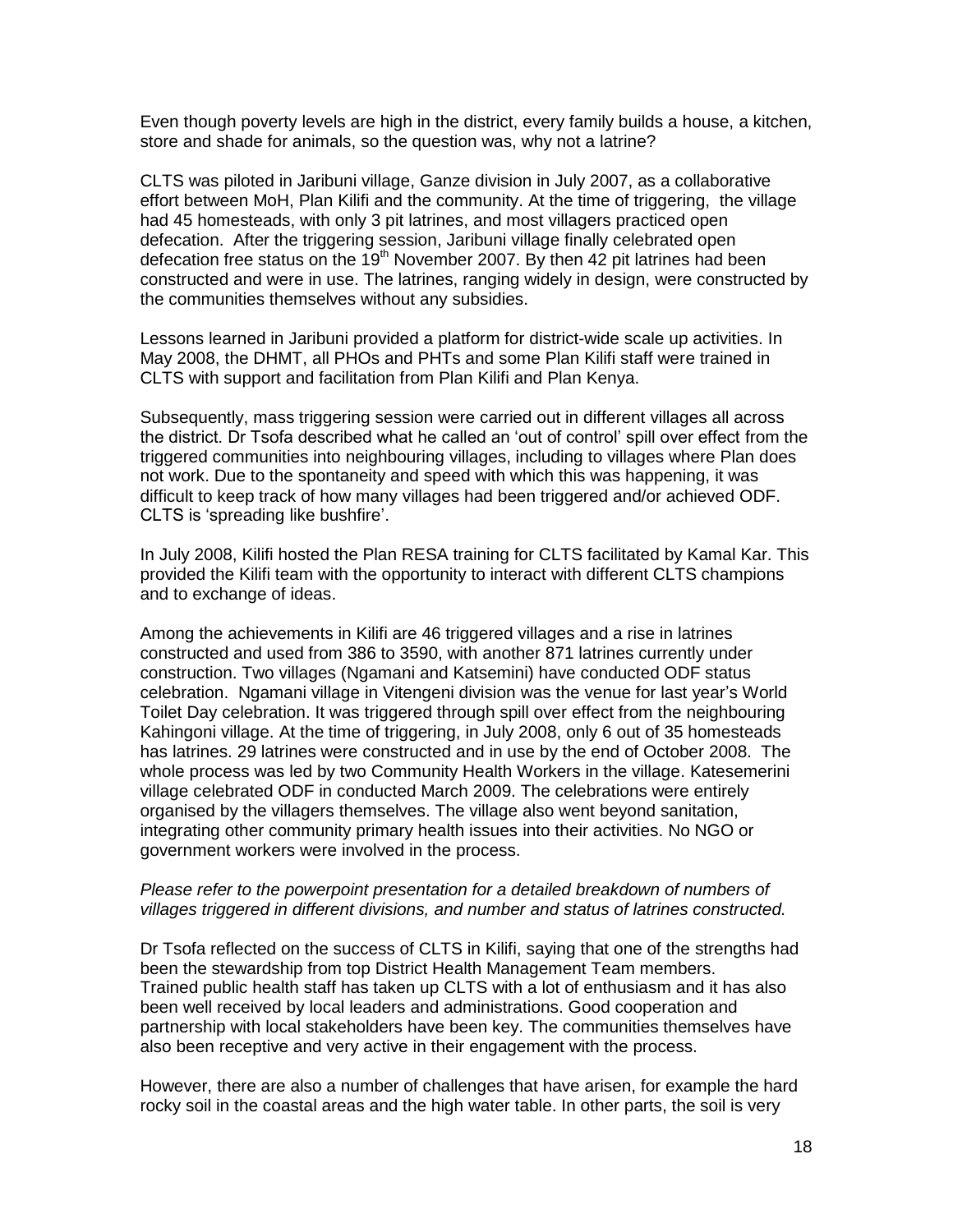Even though poverty levels are high in the district, every family builds a house, a kitchen, store and shade for animals, so the question was, why not a latrine?

CLTS was piloted in Jaribuni village, Ganze division in July 2007, as a collaborative effort between MoH, Plan Kilifi and the community. At the time of triggering, the village had 45 homesteads, with only 3 pit latrines, and most villagers practiced open defecation. After the triggering session, Jaribuni village finally celebrated open defecation free status on the 19th November 2007. By then 42 pit latrines had been constructed and were in use. The latrines, ranging widely in design, were constructed by the communities themselves without any subsidies.

Lessons learned in Jaribuni provided a platform for district-wide scale up activities. In May 2008, the DHMT, all PHOs and PHTs and some Plan Kilifi staff were trained in CLTS with support and facilitation from Plan Kilifi and Plan Kenya.

Subsequently, mass triggering session were carried out in different villages all across the district. Dr Tsofa described what he called an 'out of control' spill over effect from the triggered communities into neighbouring villages, including to villages where Plan does not work. Due to the spontaneity and speed with which this was happening, it was difficult to keep track of how many villages had been triggered and/or achieved ODF. CLTS is 'spreading like bushfire'.

In July 2008, Kilifi hosted the Plan RESA training for CLTS facilitated by Kamal Kar. This provided the Kilifi team with the opportunity to interact with different CLTS champions and to exchange of ideas.

Among the achievements in Kilifi are 46 triggered villages and a rise in latrines constructed and used from 386 to 3590, with another 871 latrines currently under construction. Two villages (Ngamani and Katsemini) have conducted ODF status celebration. Ngamani village in Vitengeni division was the venue for last year's World Toilet Day celebration. It was triggered through spill over effect from the neighbouring Kahingoni village. At the time of triggering, in July 2008, only 6 out of 35 homesteads has latrines. 29 latrines were constructed and in use by the end of October 2008. The whole process was led by two Community Health Workers in the village. Katesemerini village celebrated ODF in conducted March 2009. The celebrations were entirely organised by the villagers themselves. The village also went beyond sanitation, integrating other community primary health issues into their activities. No NGO or government workers were involved in the process.

*Please refer to the powerpoint presentation for a detailed breakdown of numbers of villages triggered in different divisions, and number and status of latrines constructed.*

Dr Tsofa reflected on the success of CLTS in Kilifi, saying that one of the strengths had been the stewardship from top District Health Management Team members. Trained public health staff has taken up CLTS with a lot of enthusiasm and it has also been well received by local leaders and administrations. Good cooperation and partnership with local stakeholders have been key. The communities themselves have also been receptive and very active in their engagement with the process.

However, there are also a number of challenges that have arisen, for example the hard rocky soil in the coastal areas and the high water table. In other parts, the soil is very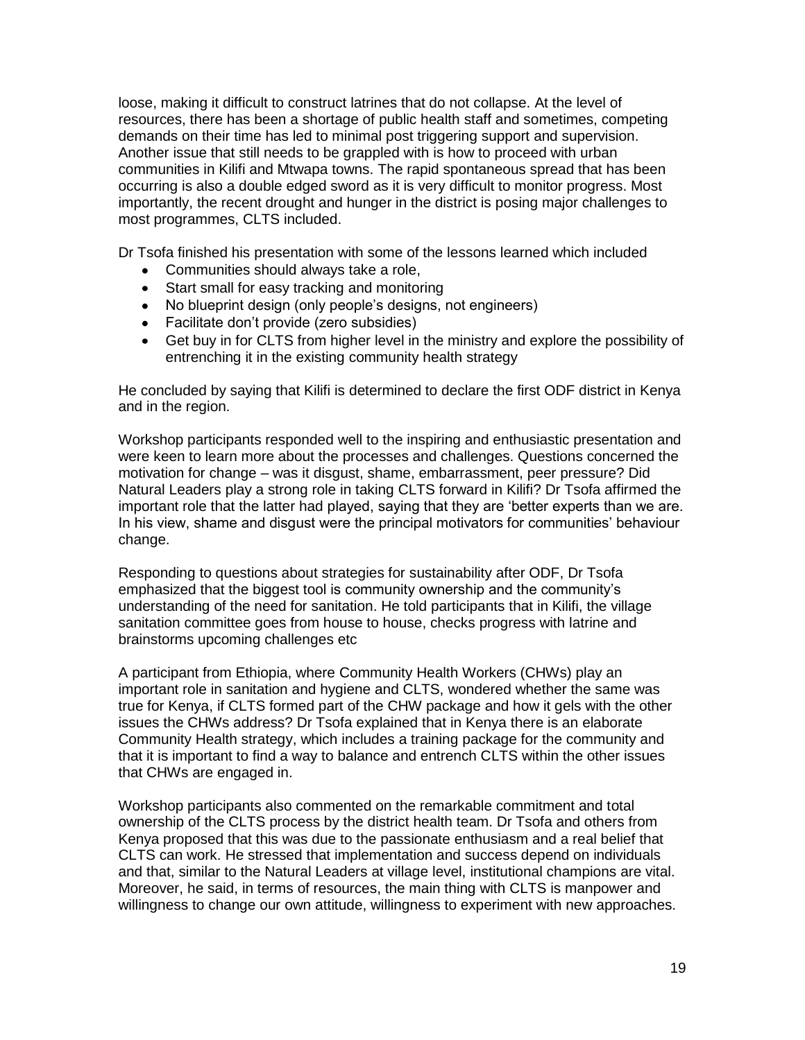loose, making it difficult to construct latrines that do not collapse. At the level of resources, there has been a shortage of public health staff and sometimes, competing demands on their time has led to minimal post triggering support and supervision. Another issue that still needs to be grappled with is how to proceed with urban communities in Kilifi and Mtwapa towns. The rapid spontaneous spread that has been occurring is also a double edged sword as it is very difficult to monitor progress. Most importantly, the recent drought and hunger in the district is posing major challenges to most programmes, CLTS included.

Dr Tsofa finished his presentation with some of the lessons learned which included

- Communities should always take a role,
- Start small for easy tracking and monitoring
- No blueprint design (only people's designs, not engineers)
- Facilitate don't provide (zero subsidies)
- Get buy in for CLTS from higher level in the ministry and explore the possibility of entrenching it in the existing community health strategy

He concluded by saying that Kilifi is determined to declare the first ODF district in Kenya and in the region.

Workshop participants responded well to the inspiring and enthusiastic presentation and were keen to learn more about the processes and challenges. Questions concerned the motivation for change – was it disgust, shame, embarrassment, peer pressure? Did Natural Leaders play a strong role in taking CLTS forward in Kilifi? Dr Tsofa affirmed the important role that the latter had played, saying that they are 'better experts than we are. In his view, shame and disgust were the principal motivators for communities' behaviour change.

Responding to questions about strategies for sustainability after ODF, Dr Tsofa emphasized that the biggest tool is community ownership and the community's understanding of the need for sanitation. He told participants that in Kilifi, the village sanitation committee goes from house to house, checks progress with latrine and brainstorms upcoming challenges etc

A participant from Ethiopia, where Community Health Workers (CHWs) play an important role in sanitation and hygiene and CLTS, wondered whether the same was true for Kenya, if CLTS formed part of the CHW package and how it gels with the other issues the CHWs address? Dr Tsofa explained that in Kenya there is an elaborate Community Health strategy, which includes a training package for the community and that it is important to find a way to balance and entrench CLTS within the other issues that CHWs are engaged in.

Workshop participants also commented on the remarkable commitment and total ownership of the CLTS process by the district health team. Dr Tsofa and others from Kenya proposed that this was due to the passionate enthusiasm and a real belief that CLTS can work. He stressed that implementation and success depend on individuals and that, similar to the Natural Leaders at village level, institutional champions are vital. Moreover, he said, in terms of resources, the main thing with CLTS is manpower and willingness to change our own attitude, willingness to experiment with new approaches.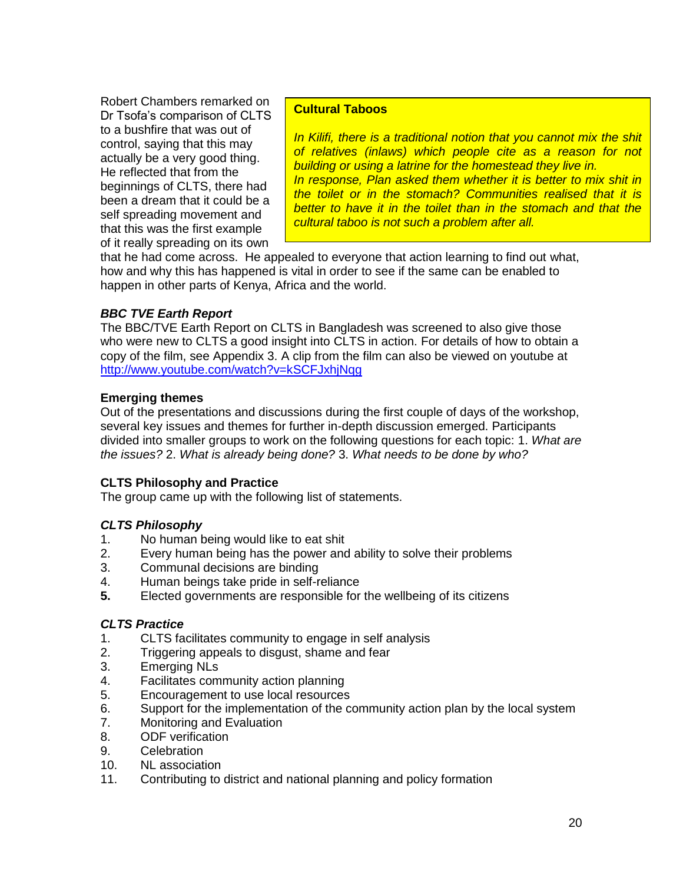Robert Chambers remarked on Dr Tsofa's comparison of CLTS to a bushfire that was out of control, saying that this may actually be a very good thing. He reflected that from the beginnings of CLTS, there had been a dream that it could be a self spreading movement and that this was the first example of it really spreading on its own that he had come across. He appealed to everyone that action learning to find out what, how and why this has happened is vital in order to see if the same can be enabled to happen in other parts of Kenya, Africa and the world.

> **Cultural Taboos**
>
> *In Kilifi, there is a traditional notion that you cannot mix the shit of relatives (inlaws) which people cite as a reason for not building or using a latrine for the homestead they live in.*
> *In response, Plan asked them whether it is better to mix shit in the toilet or in the stomach? Communities realised that it is better to have it in the toilet than in the stomach and that the cultural taboo is not such a problem after all.*

***BBC TVE Earth Report***

The BBC/TVE Earth Report on CLTS in Bangladesh was screened to also give those who were new to CLTS a good insight into CLTS in action. For details of how to obtain a copy of the film, see Appendix 3. A clip from the film can also be viewed on youtube at http://www.youtube.com/watch?v=kSCFJxhjNqg

**Emerging themes**

Out of the presentations and discussions during the first couple of days of the workshop, several key issues and themes for further in-depth discussion emerged. Participants divided into smaller groups to work on the following questions for each topic: 1. *What are the issues?* 2. *What is already being done?* 3. *What needs to be done by who?*

**CLTS Philosophy and Practice**

The group came up with the following list of statements.

***CLTS Philosophy***

1. No human being would like to eat shit
2. Every human being has the power and ability to solve their problems
3. Communal decisions are binding
4. Human beings take pride in self-reliance
5. Elected governments are responsible for the wellbeing of its citizens

***CLTS Practice***

1. CLTS facilitates community to engage in self analysis
2. Triggering appeals to disgust, shame and fear
3. Emerging NLs
4. Facilitates community action planning
5. Encouragement to use local resources
6. Support for the implementation of the community action plan by the local system
7. Monitoring and Evaluation
8. ODF verification
9. Celebration
10. NL association
11. Contributing to district and national planning and policy formation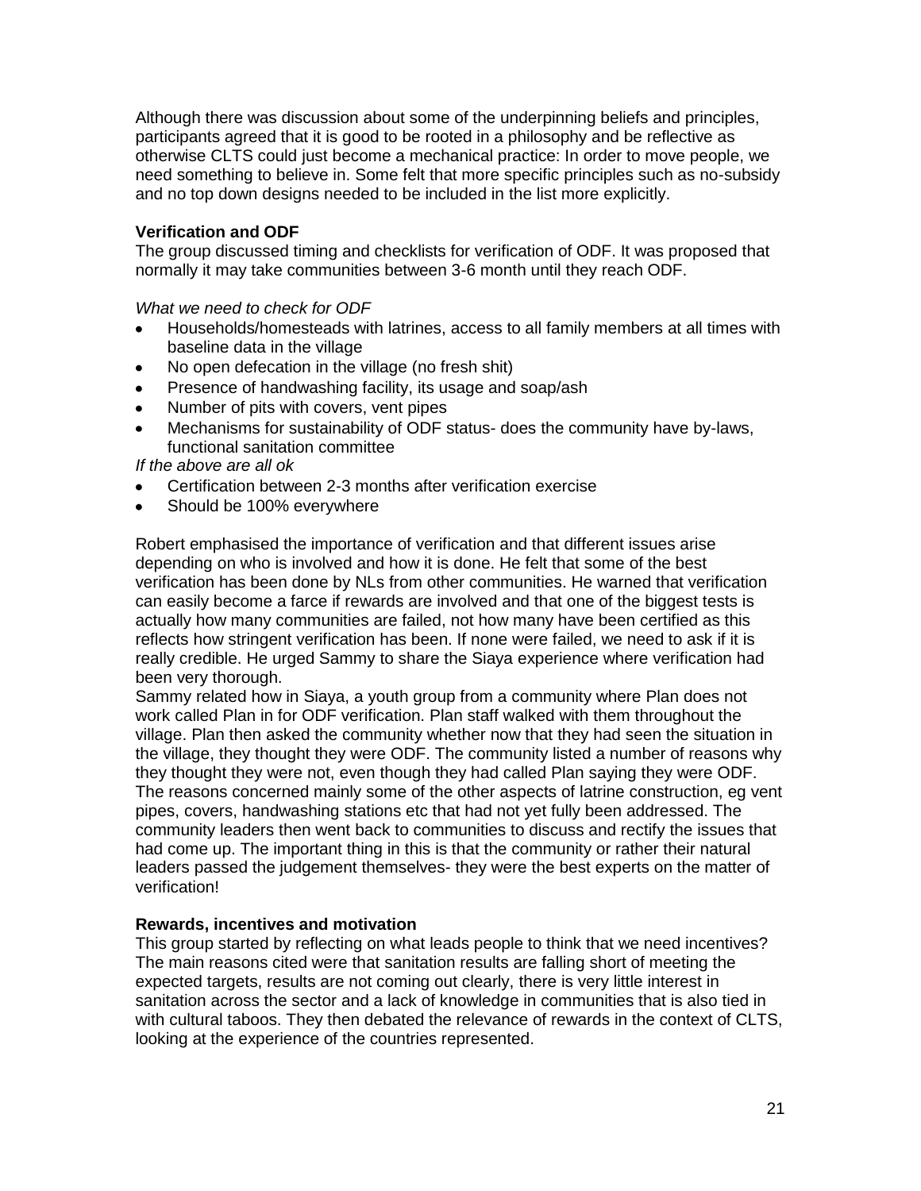Although there was discussion about some of the underpinning beliefs and principles, participants agreed that it is good to be rooted in a philosophy and be reflective as otherwise CLTS could just become a mechanical practice: In order to move people, we need something to believe in. Some felt that more specific principles such as no-subsidy and no top down designs needed to be included in the list more explicitly.

**Verification and ODF**

The group discussed timing and checklists for verification of ODF. It was proposed that normally it may take communities between 3-6 month until they reach ODF.

*What we need to check for ODF*

- Households/homesteads with latrines, access to all family members at all times with baseline data in the village
- No open defecation in the village (no fresh shit)
- Presence of handwashing facility, its usage and soap/ash
- Number of pits with covers, vent pipes
- Mechanisms for sustainability of ODF status- does the community have by-laws, functional sanitation committee

*If the above are all ok*

- Certification between 2-3 months after verification exercise
- Should be 100% everywhere

Robert emphasised the importance of verification and that different issues arise depending on who is involved and how it is done. He felt that some of the best verification has been done by NLs from other communities. He warned that verification can easily become a farce if rewards are involved and that one of the biggest tests is actually how many communities are failed, not how many have been certified as this reflects how stringent verification has been. If none were failed, we need to ask if it is really credible. He urged Sammy to share the Siaya experience where verification had been very thorough.

Sammy related how in Siaya, a youth group from a community where Plan does not work called Plan in for ODF verification. Plan staff walked with them throughout the village. Plan then asked the community whether now that they had seen the situation in the village, they thought they were ODF. The community listed a number of reasons why they thought they were not, even though they had called Plan saying they were ODF. The reasons concerned mainly some of the other aspects of latrine construction, eg vent pipes, covers, handwashing stations etc that had not yet fully been addressed. The community leaders then went back to communities to discuss and rectify the issues that had come up. The important thing in this is that the community or rather their natural leaders passed the judgement themselves- they were the best experts on the matter of verification!

**Rewards, incentives and motivation**

This group started by reflecting on what leads people to think that we need incentives? The main reasons cited were that sanitation results are falling short of meeting the expected targets, results are not coming out clearly, there is very little interest in sanitation across the sector and a lack of knowledge in communities that is also tied in with cultural taboos. They then debated the relevance of rewards in the context of CLTS, looking at the experience of the countries represented.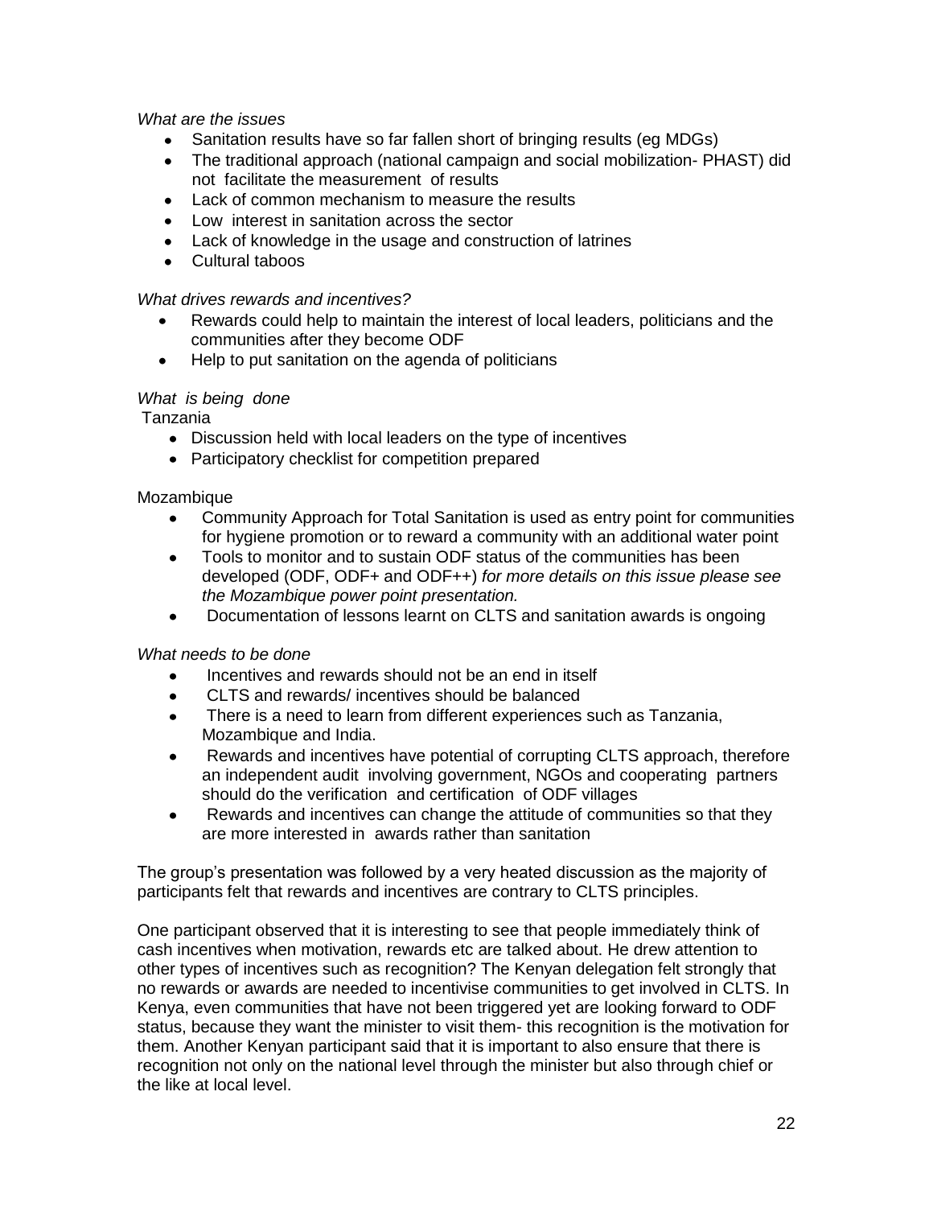*What are the issues*

- Sanitation results have so far fallen short of bringing results (eg MDGs)
- The traditional approach (national campaign and social mobilization- PHAST) did not facilitate the measurement of results
- Lack of common mechanism to measure the results
- Low interest in sanitation across the sector
- Lack of knowledge in the usage and construction of latrines
- Cultural taboos

*What drives rewards and incentives?*

- Rewards could help to maintain the interest of local leaders, politicians and the communities after they become ODF
- Help to put sanitation on the agenda of politicians

*What is being done*

Tanzania

- Discussion held with local leaders on the type of incentives
- Participatory checklist for competition prepared

Mozambique

- Community Approach for Total Sanitation is used as entry point for communities for hygiene promotion or to reward a community with an additional water point
- Tools to monitor and to sustain ODF status of the communities has been developed (ODF, ODF+ and ODF++) *for more details on this issue please see the Mozambique power point presentation.*
- Documentation of lessons learnt on CLTS and sanitation awards is ongoing

*What needs to be done*

- Incentives and rewards should not be an end in itself
- CLTS and rewards/ incentives should be balanced
- There is a need to learn from different experiences such as Tanzania, Mozambique and India.
- Rewards and incentives have potential of corrupting CLTS approach, therefore an independent audit involving government, NGOs and cooperating partners should do the verification and certification of ODF villages
- Rewards and incentives can change the attitude of communities so that they are more interested in awards rather than sanitation

The group's presentation was followed by a very heated discussion as the majority of participants felt that rewards and incentives are contrary to CLTS principles.

One participant observed that it is interesting to see that people immediately think of cash incentives when motivation, rewards etc are talked about. He drew attention to other types of incentives such as recognition? The Kenyan delegation felt strongly that no rewards or awards are needed to incentivise communities to get involved in CLTS. In Kenya, even communities that have not been triggered yet are looking forward to ODF status, because they want the minister to visit them- this recognition is the motivation for them. Another Kenyan participant said that it is important to also ensure that there is recognition not only on the national level through the minister but also through chief or the like at local level.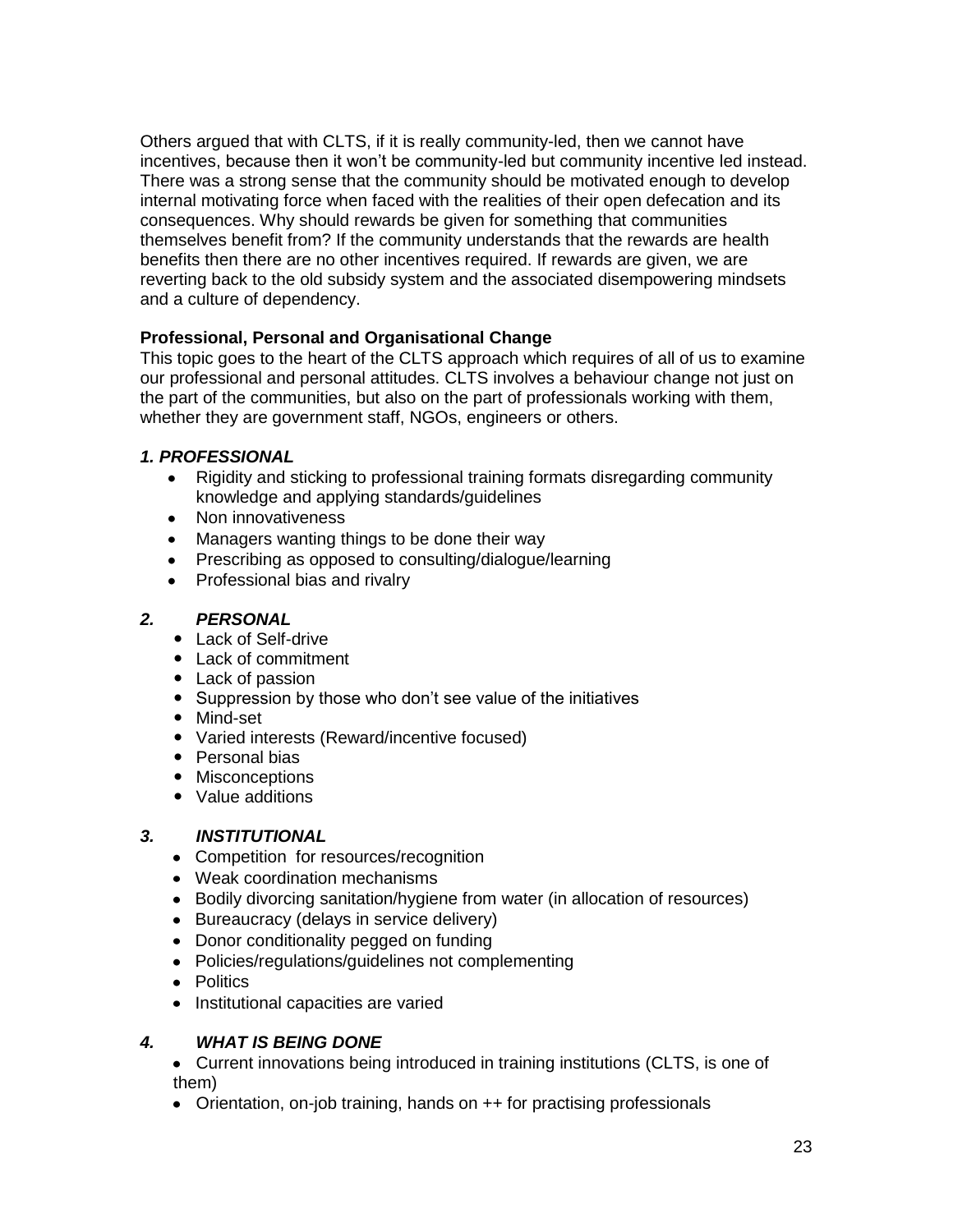Others argued that with CLTS, if it is really community-led, then we cannot have incentives, because then it won't be community-led but community incentive led instead. There was a strong sense that the community should be motivated enough to develop internal motivating force when faced with the realities of their open defecation and its consequences. Why should rewards be given for something that communities themselves benefit from? If the community understands that the rewards are health benefits then there are no other incentives required. If rewards are given, we are reverting back to the old subsidy system and the associated disempowering mindsets and a culture of dependency.

**Professional, Personal and Organisational Change**

This topic goes to the heart of the CLTS approach which requires of all of us to examine our professional and personal attitudes. CLTS involves a behaviour change not just on the part of the communities, but also on the part of professionals working with them, whether they are government staff, NGOs, engineers or others.

***1. PROFESSIONAL***

- Rigidity and sticking to professional training formats disregarding community knowledge and applying standards/guidelines
- Non innovativeness
- Managers wanting things to be done their way
- Prescribing as opposed to consulting/dialogue/learning
- Professional bias and rivalry

***2. PERSONAL***

- Lack of Self-drive
- Lack of commitment
- Lack of passion
- Suppression by those who don't see value of the initiatives
- Mind-set
- Varied interests (Reward/incentive focused)
- Personal bias
- Misconceptions
- Value additions

***3. INSTITUTIONAL***

- Competition for resources/recognition
- Weak coordination mechanisms
- Bodily divorcing sanitation/hygiene from water (in allocation of resources)
- Bureaucracy (delays in service delivery)
- Donor conditionality pegged on funding
- Policies/regulations/guidelines not complementing
- Politics
- Institutional capacities are varied

***4. WHAT IS BEING DONE***

- Current innovations being introduced in training institutions (CLTS, is one of them)
- Orientation, on-job training, hands on ++ for practising professionals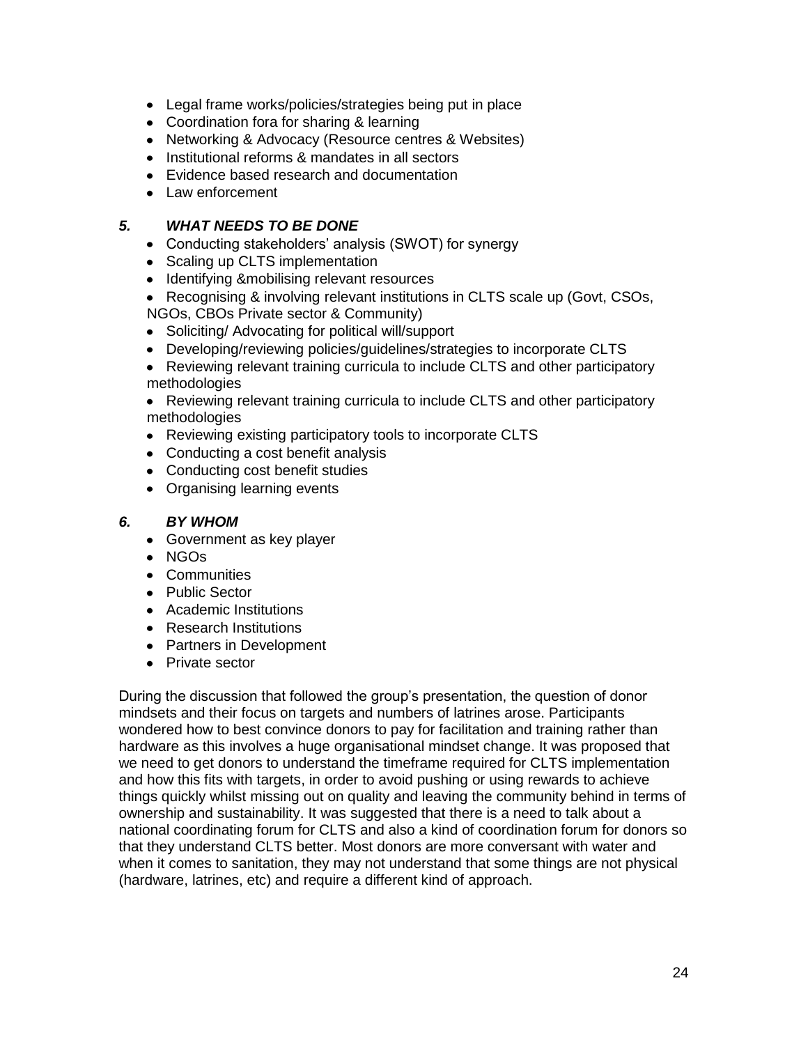- Legal frame works/policies/strategies being put in place
- Coordination fora for sharing & learning
- Networking & Advocacy (Resource centres & Websites)
- Institutional reforms & mandates in all sectors
- Evidence based research and documentation
- Law enforcement

### *5. WHAT NEEDS TO BE DONE*

- Conducting stakeholders' analysis (SWOT) for synergy
- Scaling up CLTS implementation
- Identifying &mobilising relevant resources
- Recognising & involving relevant institutions in CLTS scale up (Govt, CSOs, NGOs, CBOs Private sector & Community)
- Soliciting/ Advocating for political will/support
- Developing/reviewing policies/guidelines/strategies to incorporate CLTS
- Reviewing relevant training curricula to include CLTS and other participatory methodologies
- Reviewing relevant training curricula to include CLTS and other participatory methodologies
- Reviewing existing participatory tools to incorporate CLTS
- Conducting a cost benefit analysis
- Conducting cost benefit studies
- Organising learning events

### *6. BY WHOM*

- Government as key player
- NGOs
- Communities
- Public Sector
- Academic Institutions
- Research Institutions
- Partners in Development
- Private sector

During the discussion that followed the group's presentation, the question of donor mindsets and their focus on targets and numbers of latrines arose. Participants wondered how to best convince donors to pay for facilitation and training rather than hardware as this involves a huge organisational mindset change. It was proposed that we need to get donors to understand the timeframe required for CLTS implementation and how this fits with targets, in order to avoid pushing or using rewards to achieve things quickly whilst missing out on quality and leaving the community behind in terms of ownership and sustainability. It was suggested that there is a need to talk about a national coordinating forum for CLTS and also a kind of coordination forum for donors so that they understand CLTS better. Most donors are more conversant with water and when it comes to sanitation, they may not understand that some things are not physical (hardware, latrines, etc) and require a different kind of approach.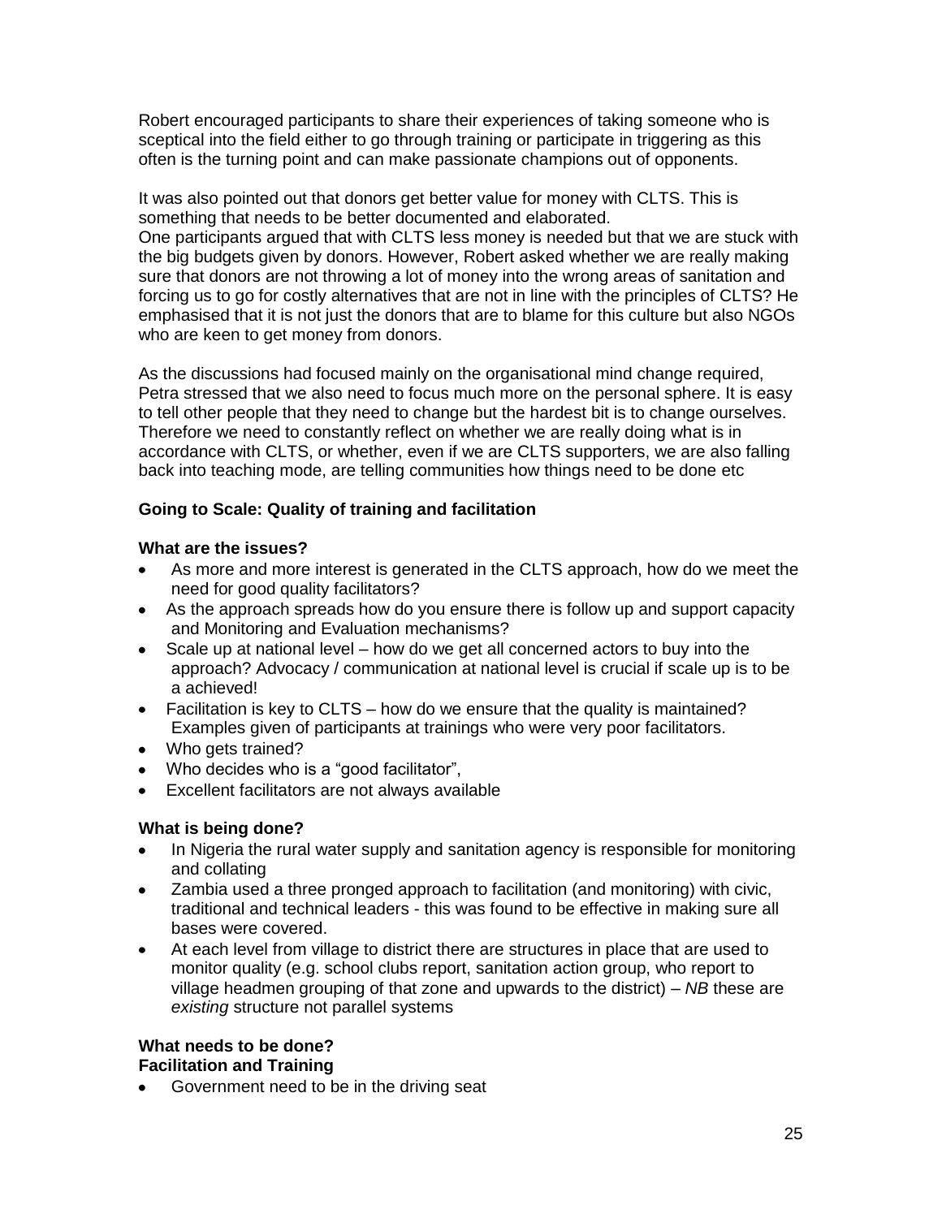Robert encouraged participants to share their experiences of taking someone who is sceptical into the field either to go through training or participate in triggering as this often is the turning point and can make passionate champions out of opponents.

It was also pointed out that donors get better value for money with CLTS. This is something that needs to be better documented and elaborated.
One participants argued that with CLTS less money is needed but that we are stuck with the big budgets given by donors. However, Robert asked whether we are really making sure that donors are not throwing a lot of money into the wrong areas of sanitation and forcing us to go for costly alternatives that are not in line with the principles of CLTS? He emphasised that it is not just the donors that are to blame for this culture but also NGOs who are keen to get money from donors.

As the discussions had focused mainly on the organisational mind change required, Petra stressed that we also need to focus much more on the personal sphere. It is easy to tell other people that they need to change but the hardest bit is to change ourselves. Therefore we need to constantly reflect on whether we are really doing what is in accordance with CLTS, or whether, even if we are CLTS supporters, we are also falling back into teaching mode, are telling communities how things need to be done etc

**Going to Scale: Quality of training and facilitation**

**What are the issues?**

- As more and more interest is generated in the CLTS approach, how do we meet the need for good quality facilitators?
- As the approach spreads how do you ensure there is follow up and support capacity and Monitoring and Evaluation mechanisms?
- Scale up at national level – how do we get all concerned actors to buy into the approach? Advocacy / communication at national level is crucial if scale up is to be a achieved!
- Facilitation is key to CLTS – how do we ensure that the quality is maintained? Examples given of participants at trainings who were very poor facilitators.
- Who gets trained?
- Who decides who is a "good facilitator",
- Excellent facilitators are not always available

**What is being done?**

- In Nigeria the rural water supply and sanitation agency is responsible for monitoring and collating
- Zambia used a three pronged approach to facilitation (and monitoring) with civic, traditional and technical leaders - this was found to be effective in making sure all bases were covered.
- At each level from village to district there are structures in place that are used to monitor quality (e.g. school clubs report, sanitation action group, who report to village headmen grouping of that zone and upwards to the district) – *NB* these are *existing* structure not parallel systems

**What needs to be done?**
**Facilitation and Training**

- Government need to be in the driving seat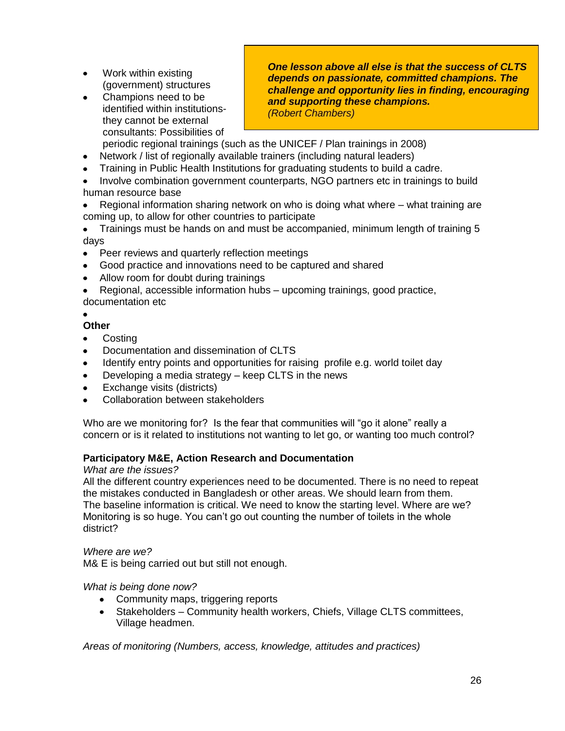- Work within existing (government) structures
- Champions need to be identified within institutions- they cannot be external consultants: Possibilities of periodic regional trainings (such as the UNICEF / Plan trainings in 2008)

> ***One lesson above all else is that the success of CLTS depends on passionate, committed champions. The challenge and opportunity lies in finding, encouraging and supporting these champions.***
> *(Robert Chambers)*

- Network / list of regionally available trainers (including natural leaders)
- Training in Public Health Institutions for graduating students to build a cadre.
- Involve combination government counterparts, NGO partners etc in trainings to build human resource base
- Regional information sharing network on who is doing what where – what training are coming up, to allow for other countries to participate
- Trainings must be hands on and must be accompanied, minimum length of training 5 days
- Peer reviews and quarterly reflection meetings
- Good practice and innovations need to be captured and shared
- Allow room for doubt during trainings
- Regional, accessible information hubs – upcoming trainings, good practice, documentation etc

**Other**

- Costing
- Documentation and dissemination of CLTS
- Identify entry points and opportunities for raising profile e.g. world toilet day
- Developing a media strategy – keep CLTS in the news
- Exchange visits (districts)
- Collaboration between stakeholders

Who are we monitoring for? Is the fear that communities will "go it alone" really a concern or is it related to institutions not wanting to let go, or wanting too much control?

**Participatory M&E, Action Research and Documentation**

*What are the issues?*

All the different country experiences need to be documented. There is no need to repeat the mistakes conducted in Bangladesh or other areas. We should learn from them.
The baseline information is critical. We need to know the starting level. Where are we?
Monitoring is so huge. You can't go out counting the number of toilets in the whole district?

*Where are we?*

M& E is being carried out but still not enough.

*What is being done now?*

- Community maps, triggering reports
- Stakeholders – Community health workers, Chiefs, Village CLTS committees, Village headmen.

*Areas of monitoring (Numbers, access, knowledge, attitudes and practices)*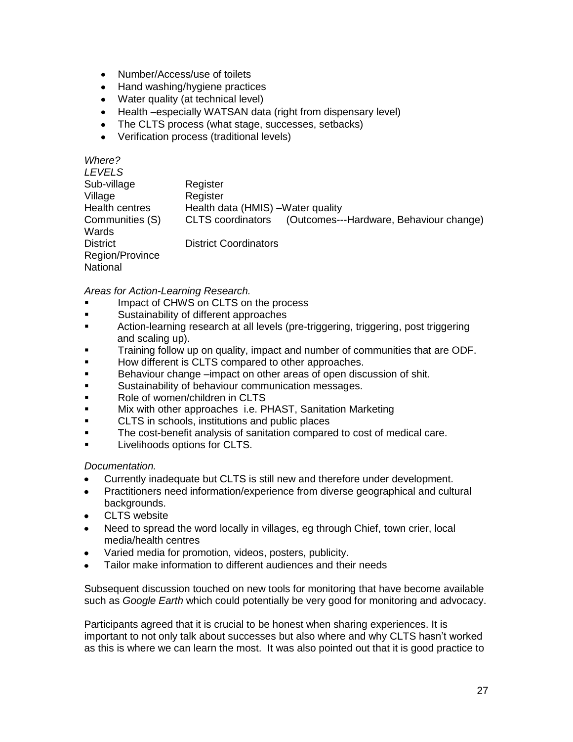- Number/Access/use of toilets
- Hand washing/hygiene practices
- Water quality (at technical level)
- Health –especially WATSAN data (right from dispensary level)
- The CLTS process (what stage, successes, setbacks)
- Verification process (traditional levels)

*Where?*

*LEVELS*

| | | |
|---|---|---|
| Sub-village | Register | |
| Village | Register | |
| Health centres | Health data (HMIS) –Water quality | |
| Communities (S) | CLTS coordinators | (Outcomes---Hardware, Behaviour change) |
| Wards | | |
| District | District Coordinators | |
| Region/Province | | |
| National | | |

*Areas for Action-Learning Research.*

- Impact of CHWS on CLTS on the process
- Sustainability of different approaches
- Action-learning research at all levels (pre-triggering, triggering, post triggering and scaling up).
- Training follow up on quality, impact and number of communities that are ODF.
- How different is CLTS compared to other approaches.
- Behaviour change –impact on other areas of open discussion of shit.
- Sustainability of behaviour communication messages.
- Role of women/children in CLTS
- Mix with other approaches i.e. PHAST, Sanitation Marketing
- CLTS in schools, institutions and public places
- The cost-benefit analysis of sanitation compared to cost of medical care.
- Livelihoods options for CLTS.

*Documentation.*

- Currently inadequate but CLTS is still new and therefore under development.
- Practitioners need information/experience from diverse geographical and cultural backgrounds.
- CLTS website
- Need to spread the word locally in villages, eg through Chief, town crier, local media/health centres
- Varied media for promotion, videos, posters, publicity.
- Tailor make information to different audiences and their needs

Subsequent discussion touched on new tools for monitoring that have become available such as *Google Earth* which could potentially be very good for monitoring and advocacy.

Participants agreed that it is crucial to be honest when sharing experiences. It is important to not only talk about successes but also where and why CLTS hasn't worked as this is where we can learn the most. It was also pointed out that it is good practice to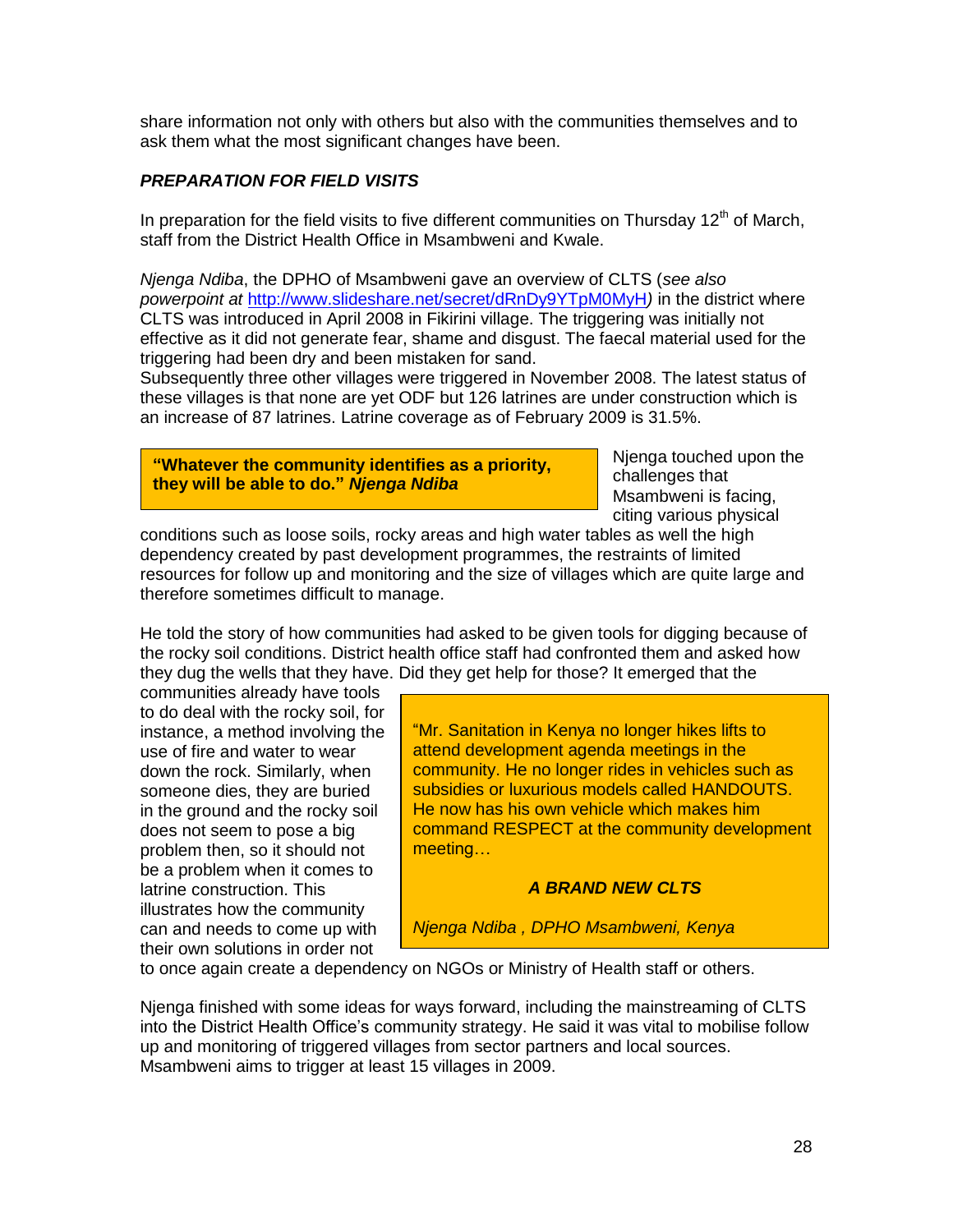share information not only with others but also with the communities themselves and to ask them what the most significant changes have been.

***PREPARATION FOR FIELD VISITS***

In preparation for the field visits to five different communities on Thursday 12th of March, staff from the District Health Office in Msambweni and Kwale.

*Njenga Ndiba*, the DPHO of Msambweni gave an overview of CLTS (*see also powerpoint at* http://www.slideshare.net/secret/dRnDy9YTpM0MyH*)* in the district where CLTS was introduced in April 2008 in Fikirini village. The triggering was initially not effective as it did not generate fear, shame and disgust. The faecal material used for the triggering had been dry and been mistaken for sand.
Subsequently three other villages were triggered in November 2008. The latest status of these villages is that none are yet ODF but 126 latrines are under construction which is an increase of 87 latrines. Latrine coverage as of February 2009 is 31.5%.

> **"Whatever the community identifies as a priority, they will be able to do."** ***Njenga Ndiba***

Njenga touched upon the challenges that Msambweni is facing, citing various physical conditions such as loose soils, rocky areas and high water tables as well the high dependency created by past development programmes, the restraints of limited resources for follow up and monitoring and the size of villages which are quite large and therefore sometimes difficult to manage.

He told the story of how communities had asked to be given tools for digging because of the rocky soil conditions. District health office staff had confronted them and asked how they dug the wells that they have. Did they get help for those? It emerged that the communities already have tools to do deal with the rocky soil, for instance, a method involving the use of fire and water to wear down the rock. Similarly, when someone dies, they are buried in the ground and the rocky soil does not seem to pose a big problem then, so it should not be a problem when it comes to latrine construction. This illustrates how the community can and needs to come up with their own solutions in order not to once again create a dependency on NGOs or Ministry of Health staff or others.

> "Mr. Sanitation in Kenya no longer hikes lifts to attend development agenda meetings in the community. He no longer rides in vehicles such as subsidies or luxurious models called HANDOUTS. He now has his own vehicle which makes him command RESPECT at the community development meeting…
>
> ***A BRAND NEW CLTS***
>
> *Njenga Ndiba , DPHO Msambweni, Kenya*

Njenga finished with some ideas for ways forward, including the mainstreaming of CLTS into the District Health Office's community strategy. He said it was vital to mobilise follow up and monitoring of triggered villages from sector partners and local sources. Msambweni aims to trigger at least 15 villages in 2009.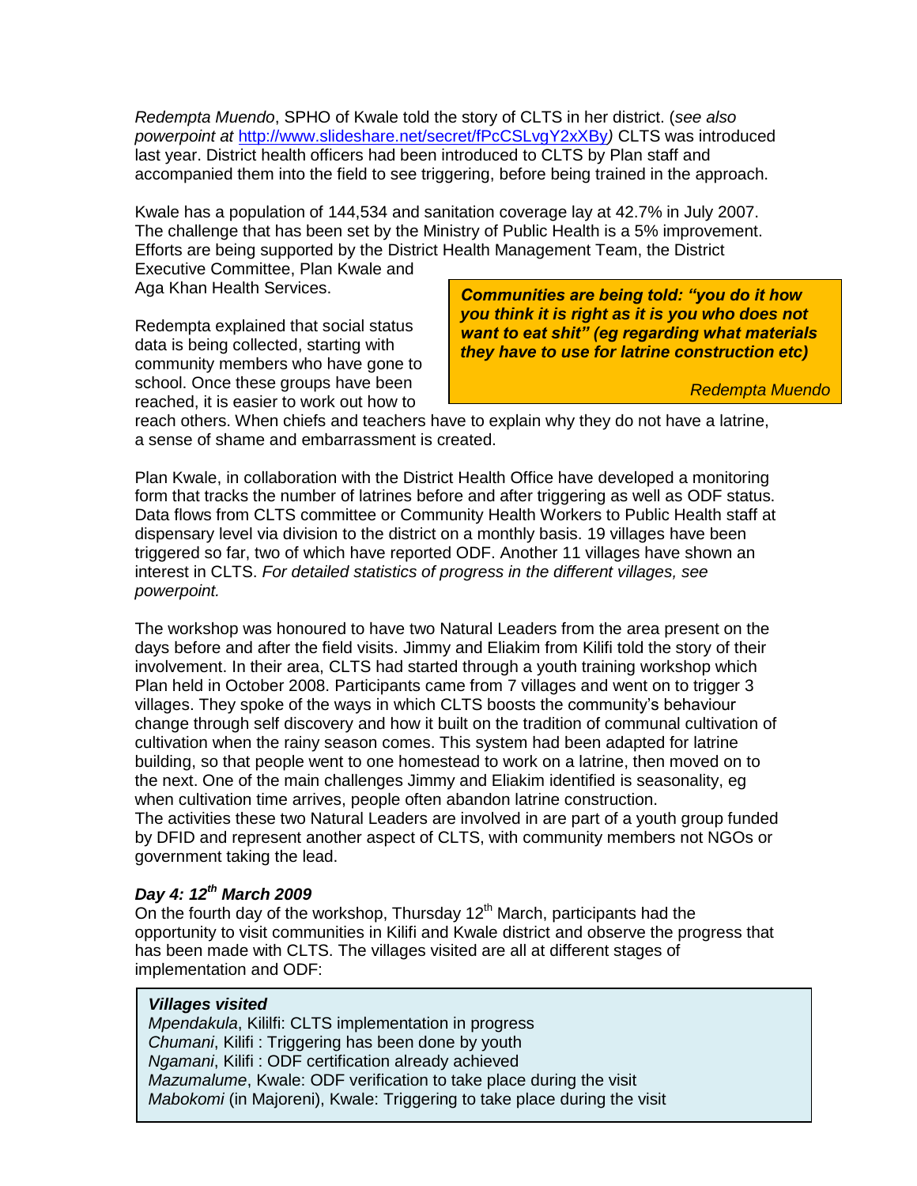*Redempta Muendo*, SPHO of Kwale told the story of CLTS in her district. (*see also powerpoint at* http://www.slideshare.net/secret/fPcCSLvgY2xXBy*)* CLTS was introduced last year. District health officers had been introduced to CLTS by Plan staff and accompanied them into the field to see triggering, before being trained in the approach.

Kwale has a population of 144,534 and sanitation coverage lay at 42.7% in July 2007. The challenge that has been set by the Ministry of Public Health is a 5% improvement. Efforts are being supported by the District Health Management Team, the District Executive Committee, Plan Kwale and Aga Khan Health Services.

> ***Communities are being told: "you do it how you think it is right as it is you who does not want to eat shit" (eg regarding what materials they have to use for latrine construction etc)***
>
> *Redempta Muendo*

Redempta explained that social status data is being collected, starting with community members who have gone to school. Once these groups have been reached, it is easier to work out how to reach others. When chiefs and teachers have to explain why they do not have a latrine, a sense of shame and embarrassment is created.

Plan Kwale, in collaboration with the District Health Office have developed a monitoring form that tracks the number of latrines before and after triggering as well as ODF status. Data flows from CLTS committee or Community Health Workers to Public Health staff at dispensary level via division to the district on a monthly basis. 19 villages have been triggered so far, two of which have reported ODF. Another 11 villages have shown an interest in CLTS. *For detailed statistics of progress in the different villages, see powerpoint.*

The workshop was honoured to have two Natural Leaders from the area present on the days before and after the field visits. Jimmy and Eliakim from Kilifi told the story of their involvement. In their area, CLTS had started through a youth training workshop which Plan held in October 2008. Participants came from 7 villages and went on to trigger 3 villages. They spoke of the ways in which CLTS boosts the community's behaviour change through self discovery and how it built on the tradition of communal cultivation of cultivation when the rainy season comes. This system had been adapted for latrine building, so that people went to one homestead to work on a latrine, then moved on to the next. One of the main challenges Jimmy and Eliakim identified is seasonality, eg when cultivation time arrives, people often abandon latrine construction.
The activities these two Natural Leaders are involved in are part of a youth group funded by DFID and represent another aspect of CLTS, with community members not NGOs or government taking the lead.

### *Day 4: 12th March 2009*

On the fourth day of the workshop, Thursday 12th March, participants had the opportunity to visit communities in Kilifi and Kwale district and observe the progress that has been made with CLTS. The villages visited are all at different stages of implementation and ODF:

> ***Villages visited***
> *Mpendakula*, Kililfi: CLTS implementation in progress
> *Chumani*, Kilifi : Triggering has been done by youth
> *Ngamani*, Kilifi : ODF certification already achieved
> *Mazumalume*, Kwale: ODF verification to take place during the visit
> *Mabokomi* (in Majoreni), Kwale: Triggering to take place during the visit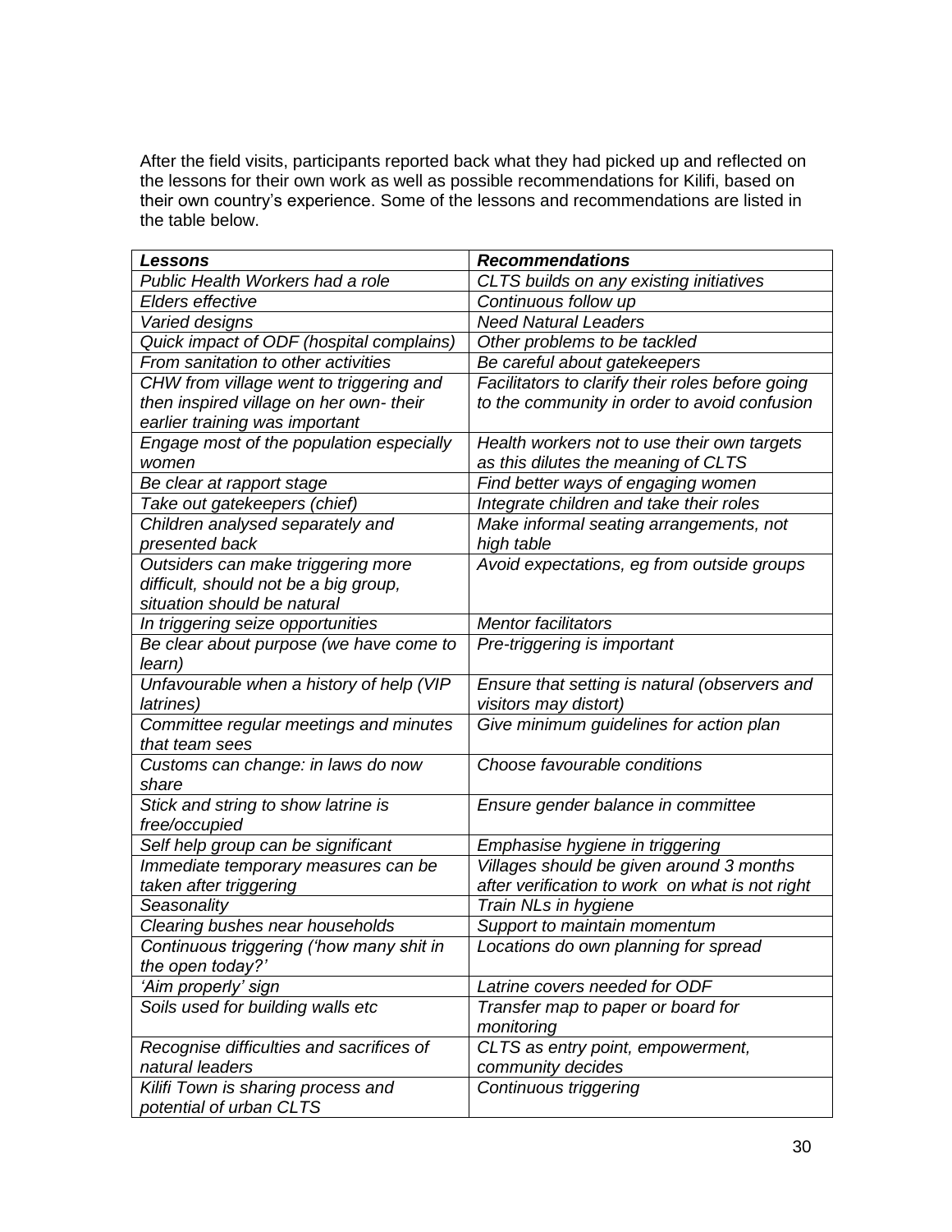After the field visits, participants reported back what they had picked up and reflected on the lessons for their own work as well as possible recommendations for Kilifi, based on their own country's experience. Some of the lessons and recommendations are listed in the table below.

| ***Lessons*** | ***Recommendations*** |
|---|---|
| *Public Health Workers had a role* | *CLTS builds on any existing initiatives* |
| *Elders effective* | *Continuous follow up* |
| *Varied designs* | *Need Natural Leaders* |
| *Quick impact of ODF (hospital complains)* | *Other problems to be tackled* |
| *From sanitation to other activities* | *Be careful about gatekeepers* |
| *CHW from village went to triggering and then inspired village on her own- their earlier training was important* | *Facilitators to clarify their roles before going to the community in order to avoid confusion* |
| *Engage most of the population especially women* | *Health workers not to use their own targets as this dilutes the meaning of CLTS* |
| *Be clear at rapport stage* | *Find better ways of engaging women* |
| *Take out gatekeepers (chief)* | *Integrate children and take their roles* |
| *Children analysed separately and presented back* | *Make informal seating arrangements, not high table* |
| *Outsiders can make triggering more difficult, should not be a big group, situation should be natural* | *Avoid expectations, eg from outside groups* |
| *In triggering seize opportunities* | *Mentor facilitators* |
| *Be clear about purpose (we have come to learn)* | *Pre-triggering is important* |
| *Unfavourable when a history of help (VIP latrines)* | *Ensure that setting is natural (observers and visitors may distort)* |
| *Committee regular meetings and minutes that team sees* | *Give minimum guidelines for action plan* |
| *Customs can change: in laws do now share* | *Choose favourable conditions* |
| *Stick and string to show latrine is free/occupied* | *Ensure gender balance in committee* |
| *Self help group can be significant* | *Emphasise hygiene in triggering* |
| *Immediate temporary measures can be taken after triggering* | *Villages should be given around 3 months after verification to work on what is not right* |
| *Seasonality* | *Train NLs in hygiene* |
| *Clearing bushes near households* | *Support to maintain momentum* |
| *Continuous triggering ('how many shit in the open today?'* | *Locations do own planning for spread* |
| *'Aim properly' sign* | *Latrine covers needed for ODF* |
| *Soils used for building walls etc* | *Transfer map to paper or board for monitoring* |
| *Recognise difficulties and sacrifices of natural leaders* | *CLTS as entry point, empowerment, community decides* |
| *Kilifi Town is sharing process and potential of urban CLTS* | *Continuous triggering* |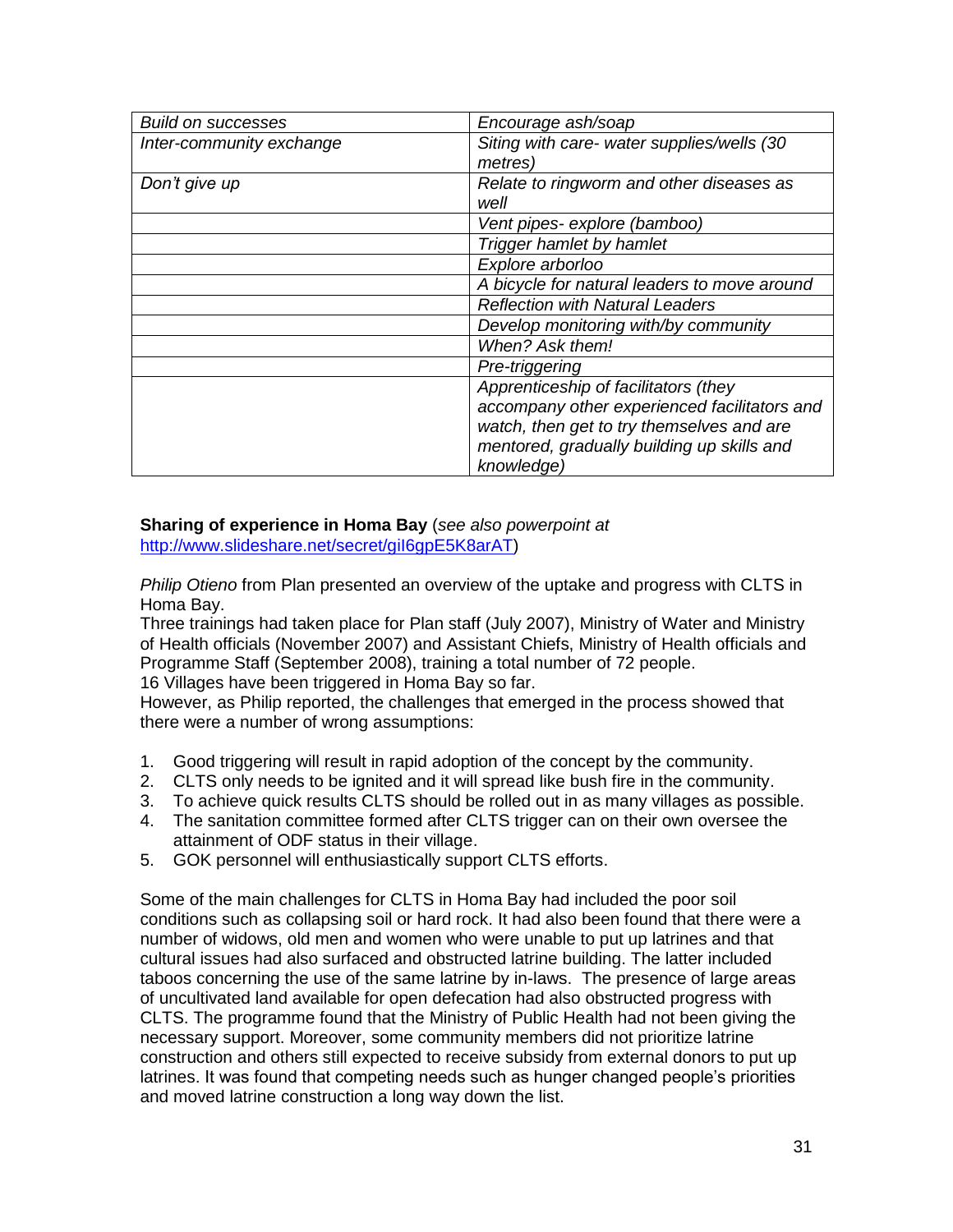| *Build on successes* | *Encourage ash/soap* |
|---|---|
| *Inter-community exchange* | *Siting with care- water supplies/wells (30 metres)* |
| *Don't give up* | *Relate to ringworm and other diseases as well* |
| | *Vent pipes- explore (bamboo)* |
| | *Trigger hamlet by hamlet* |
| | *Explore arborloo* |
| | *A bicycle for natural leaders to move around* |
| | *Reflection with Natural Leaders* |
| | *Develop monitoring with/by community* |
| | *When? Ask them!* |
| | *Pre-triggering* |
| | *Apprenticeship of facilitators (they accompany other experienced facilitators and watch, then get to try themselves and are mentored, gradually building up skills and knowledge)* |

**Sharing of experience in Homa Bay** (*see also powerpoint at* http://www.slideshare.net/secret/giI6gpE5K8arAT)

*Philip Otieno* from Plan presented an overview of the uptake and progress with CLTS in Homa Bay.
Three trainings had taken place for Plan staff (July 2007), Ministry of Water and Ministry of Health officials (November 2007) and Assistant Chiefs, Ministry of Health officials and Programme Staff (September 2008), training a total number of 72 people.
16 Villages have been triggered in Homa Bay so far.
However, as Philip reported, the challenges that emerged in the process showed that there were a number of wrong assumptions:

1. Good triggering will result in rapid adoption of the concept by the community.
2. CLTS only needs to be ignited and it will spread like bush fire in the community.
3. To achieve quick results CLTS should be rolled out in as many villages as possible.
4. The sanitation committee formed after CLTS trigger can on their own oversee the attainment of ODF status in their village.
5. GOK personnel will enthusiastically support CLTS efforts.

Some of the main challenges for CLTS in Homa Bay had included the poor soil conditions such as collapsing soil or hard rock. It had also been found that there were a number of widows, old men and women who were unable to put up latrines and that cultural issues had also surfaced and obstructed latrine building. The latter included taboos concerning the use of the same latrine by in-laws. The presence of large areas of uncultivated land available for open defecation had also obstructed progress with CLTS. The programme found that the Ministry of Public Health had not been giving the necessary support. Moreover, some community members did not prioritize latrine construction and others still expected to receive subsidy from external donors to put up latrines. It was found that competing needs such as hunger changed people's priorities and moved latrine construction a long way down the list.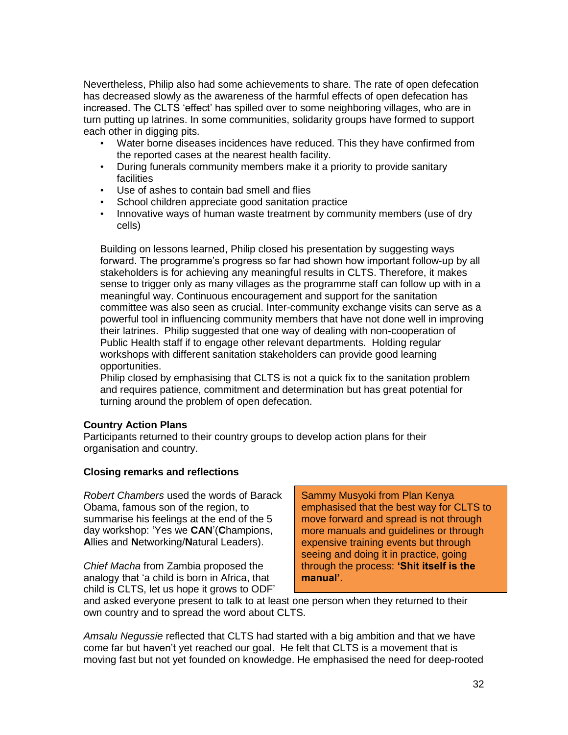Nevertheless, Philip also had some achievements to share. The rate of open defecation has decreased slowly as the awareness of the harmful effects of open defecation has increased. The CLTS 'effect' has spilled over to some neighboring villages, who are in turn putting up latrines. In some communities, solidarity groups have formed to support each other in digging pits.

- Water borne diseases incidences have reduced. This they have confirmed from the reported cases at the nearest health facility.
- During funerals community members make it a priority to provide sanitary facilities
- Use of ashes to contain bad smell and flies
- School children appreciate good sanitation practice
- Innovative ways of human waste treatment by community members (use of dry cells)

Building on lessons learned, Philip closed his presentation by suggesting ways forward. The programme's progress so far had shown how important follow-up by all stakeholders is for achieving any meaningful results in CLTS. Therefore, it makes sense to trigger only as many villages as the programme staff can follow up with in a meaningful way. Continuous encouragement and support for the sanitation committee was also seen as crucial. Inter-community exchange visits can serve as a powerful tool in influencing community members that have not done well in improving their latrines. Philip suggested that one way of dealing with non-cooperation of Public Health staff if to engage other relevant departments. Holding regular workshops with different sanitation stakeholders can provide good learning opportunities.

Philip closed by emphasising that CLTS is not a quick fix to the sanitation problem and requires patience, commitment and determination but has great potential for turning around the problem of open defecation.

**Country Action Plans**

Participants returned to their country groups to develop action plans for their organisation and country.

**Closing remarks and reflections**

*Robert Chambers* used the words of Barack Obama, famous son of the region, to summarise his feelings at the end of the 5 day workshop: 'Yes we **CAN**'(**C**hampions, **A**llies and **N**etworking/**N**atural Leaders).

> Sammy Musyoki from Plan Kenya emphasised that the best way for CLTS to move forward and spread is not through more manuals and guidelines or through expensive training events but through seeing and doing it in practice, going through the process: **'Shit itself is the manual'**.

*Chief Macha* from Zambia proposed the analogy that 'a child is born in Africa, that child is CLTS, let us hope it grows to ODF' and asked everyone present to talk to at least one person when they returned to their own country and to spread the word about CLTS.

*Amsalu Negussie* reflected that CLTS had started with a big ambition and that we have come far but haven't yet reached our goal. He felt that CLTS is a movement that is moving fast but not yet founded on knowledge. He emphasised the need for deep-rooted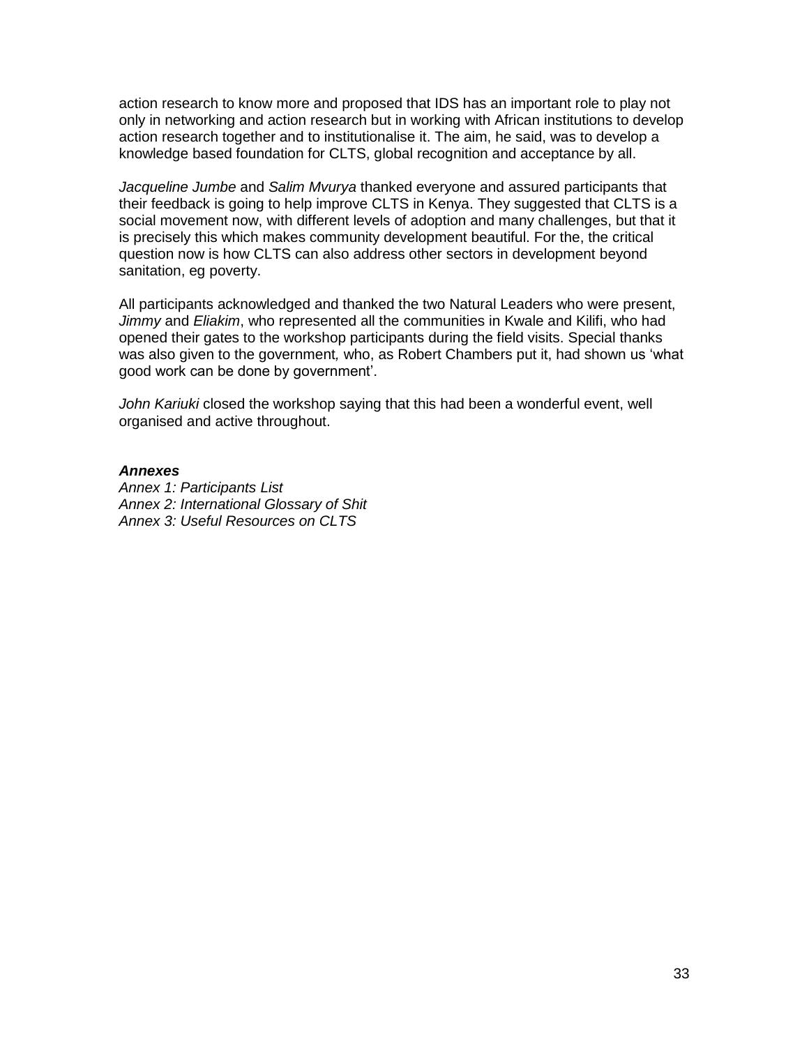action research to know more and proposed that IDS has an important role to play not only in networking and action research but in working with African institutions to develop action research together and to institutionalise it. The aim, he said, was to develop a knowledge based foundation for CLTS, global recognition and acceptance by all.

*Jacqueline Jumbe* and *Salim Mvurya* thanked everyone and assured participants that their feedback is going to help improve CLTS in Kenya. They suggested that CLTS is a social movement now, with different levels of adoption and many challenges, but that it is precisely this which makes community development beautiful. For the, the critical question now is how CLTS can also address other sectors in development beyond sanitation, eg poverty.

All participants acknowledged and thanked the two Natural Leaders who were present, *Jimmy* and *Eliakim*, who represented all the communities in Kwale and Kilifi, who had opened their gates to the workshop participants during the field visits. Special thanks was also given to the government, who, as Robert Chambers put it, had shown us 'what good work can be done by government'.

*John Kariuki* closed the workshop saying that this had been a wonderful event, well organised and active throughout.

***Annexes***

*Annex 1: Participants List*
*Annex 2: International Glossary of Shit*
*Annex 3: Useful Resources on CLTS*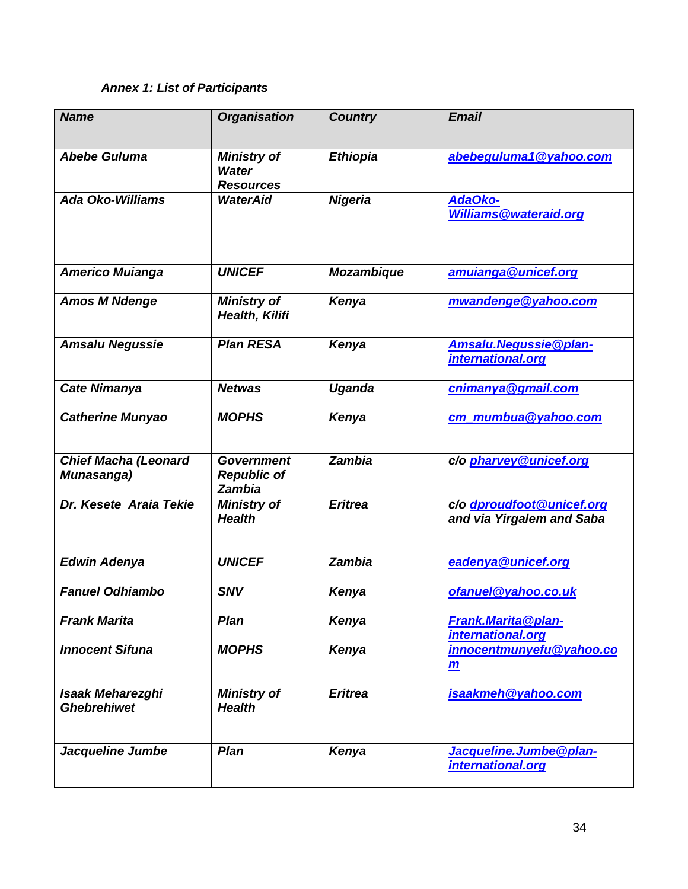*Annex 1: List of Participants*

| *Name* | *Organisation* | *Country* | *Email* |
|---|---|---|---|
| *Abebe Guluma* | *Ministry of Water Resources* | *Ethiopia* | *abebeguluma1@yahoo.com* |
| *Ada Oko-Williams* | *WaterAid* | *Nigeria* | *AdaOko-Williams@wateraid.org* |
| *Americo Muianga* | *UNICEF* | *Mozambique* | *amuianga@unicef.org* |
| *Amos M Ndenge* | *Ministry of Health, Kilifi* | *Kenya* | *mwandenge@yahoo.com* |
| *Amsalu Negussie* | *Plan RESA* | *Kenya* | *Amsalu.Negussie@plan-international.org* |
| *Cate Nimanya* | *Netwas* | *Uganda* | *cnimanya@gmail.com* |
| *Catherine Munyao* | *MOPHS* | *Kenya* | *cm_mumbua@yahoo.com* |
| *Chief Macha (Leonard Munasanga)* | *Government Republic of Zambia* | *Zambia* | *c/o pharvey@unicef.org* |
| *Dr. Kesete Araia Tekie* | *Ministry of Health* | *Eritrea* | *c/o dproudfoot@unicef.org and via Yirgalem and Saba* |
| *Edwin Adenya* | *UNICEF* | *Zambia* | *eadenya@unicef.org* |
| *Fanuel Odhiambo* | *SNV* | *Kenya* | *ofanuel@yahoo.co.uk* |
| *Frank Marita* | *Plan* | *Kenya* | *Frank.Marita@plan-international.org* |
| *Innocent Sifuna* | *MOPHS* | *Kenya* | *innocentmunyefu@yahoo.com* |
| *Isaak Meharezghi Ghebrehiwet* | *Ministry of Health* | *Eritrea* | *isaakmeh@yahoo.com* |
| *Jacqueline Jumbe* | *Plan* | *Kenya* | *Jacqueline.Jumbe@plan-international.org* |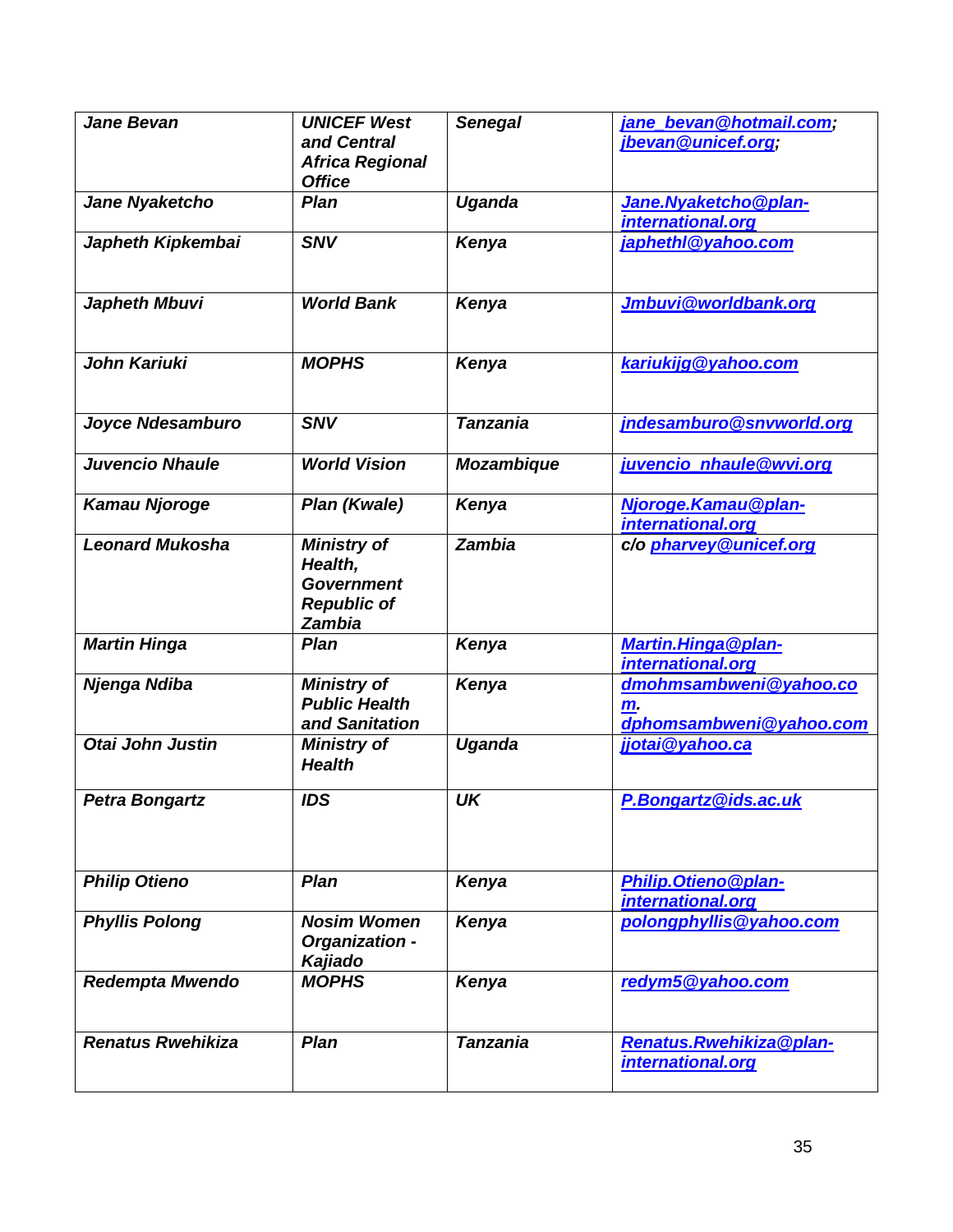| Jane Bevan | UNICEF West and Central Africa Regional Office | Senegal | jane_bevan@hotmail.com; jbevan@unicef.org; |
|---|---|---|---|
| Jane Nyaketcho | Plan | Uganda | Jane.Nyaketcho@plan-international.org |
| Japheth Kipkembai | SNV | Kenya | japhethl@yahoo.com |
| Japheth Mbuvi | World Bank | Kenya | Jmbuvi@worldbank.org |
| John Kariuki | MOPHS | Kenya | kariukijg@yahoo.com |
| Joyce Ndesamburo | SNV | Tanzania | jndesamburo@snvworld.org |
| Juvencio Nhaule | World Vision | Mozambique | juvencio_nhaule@wvi.org |
| Kamau Njoroge | Plan (Kwale) | Kenya | Njoroge.Kamau@plan-international.org |
| Leonard Mukosha | Ministry of Health, Government Republic of Zambia | Zambia | c/o pharvey@unicef.org |
| Martin Hinga | Plan | Kenya | Martin.Hinga@plan-international.org |
| Njenga Ndiba | Ministry of Public Health and Sanitation | Kenya | dmohmsambweni@yahoo.com. dphomsambweni@yahoo.com |
| Otai John Justin | Ministry of Health | Uganda | jjotai@yahoo.ca |
| Petra Bongartz | IDS | UK | P.Bongartz@ids.ac.uk |
| Philip Otieno | Plan | Kenya | Philip.Otieno@plan-international.org |
| Phyllis Polong | Nosim Women Organization - Kajiado | Kenya | polongphyllis@yahoo.com |
| Redempta Mwendo | MOPHS | Kenya | redym5@yahoo.com |
| Renatus Rwehikiza | Plan | Tanzania | Renatus.Rwehikiza@plan-international.org |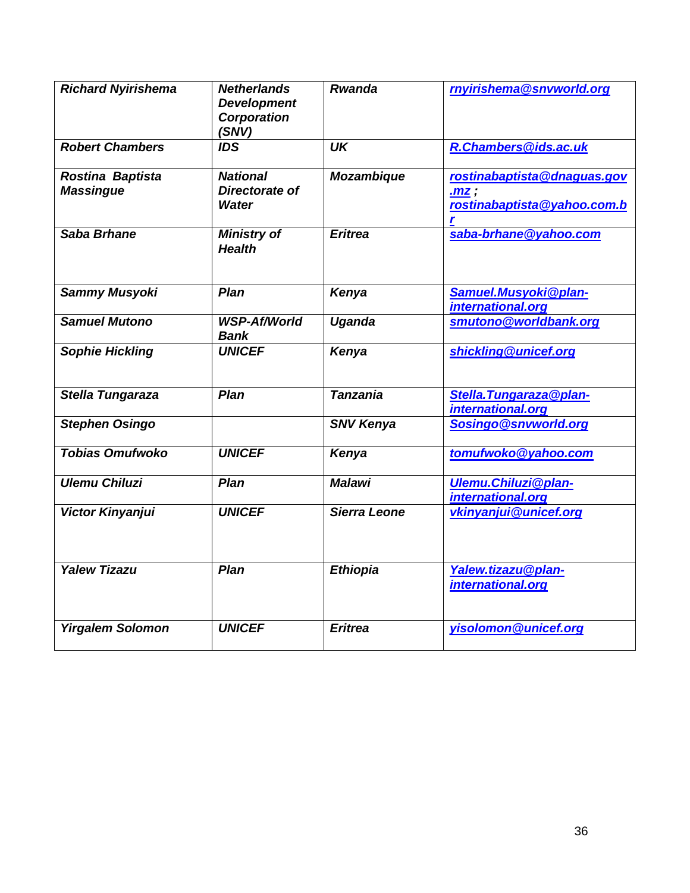| Richard Nyirishema | Netherlands Development Corporation (SNV) | Rwanda | rnyirishema@snvworld.org |
|---|---|---|---|
| Robert Chambers | IDS | UK | R.Chambers@ids.ac.uk |
| Rostina Baptista Massingue | National Directorate of Water | Mozambique | rostinabaptista@dnaguas.gov.mz ; rostinabaptista@yahoo.com.br |
| Saba Brhane | Ministry of Health | Eritrea | saba-brhane@yahoo.com |
| Sammy Musyoki | Plan | Kenya | Samuel.Musyoki@plan-international.org |
| Samuel Mutono | WSP-Af/World Bank | Uganda | smutono@worldbank.org |
| Sophie Hickling | UNICEF | Kenya | shickling@unicef.org |
| Stella Tungaraza | Plan | Tanzania | Stella.Tungaraza@plan-international.org |
| Stephen Osingo | | SNV Kenya | Sosingo@snvworld.org |
| Tobias Omufwoko | UNICEF | Kenya | tomufwoko@yahoo.com |
| Ulemu Chiluzi | Plan | Malawi | Ulemu.Chiluzi@plan-international.org |
| Victor Kinyanjui | UNICEF | Sierra Leone | vkinyanjui@unicef.org |
| Yalew Tizazu | Plan | Ethiopia | Yalew.tizazu@plan-international.org |
| Yirgalem Solomon | UNICEF | Eritrea | yisolomon@unicef.org |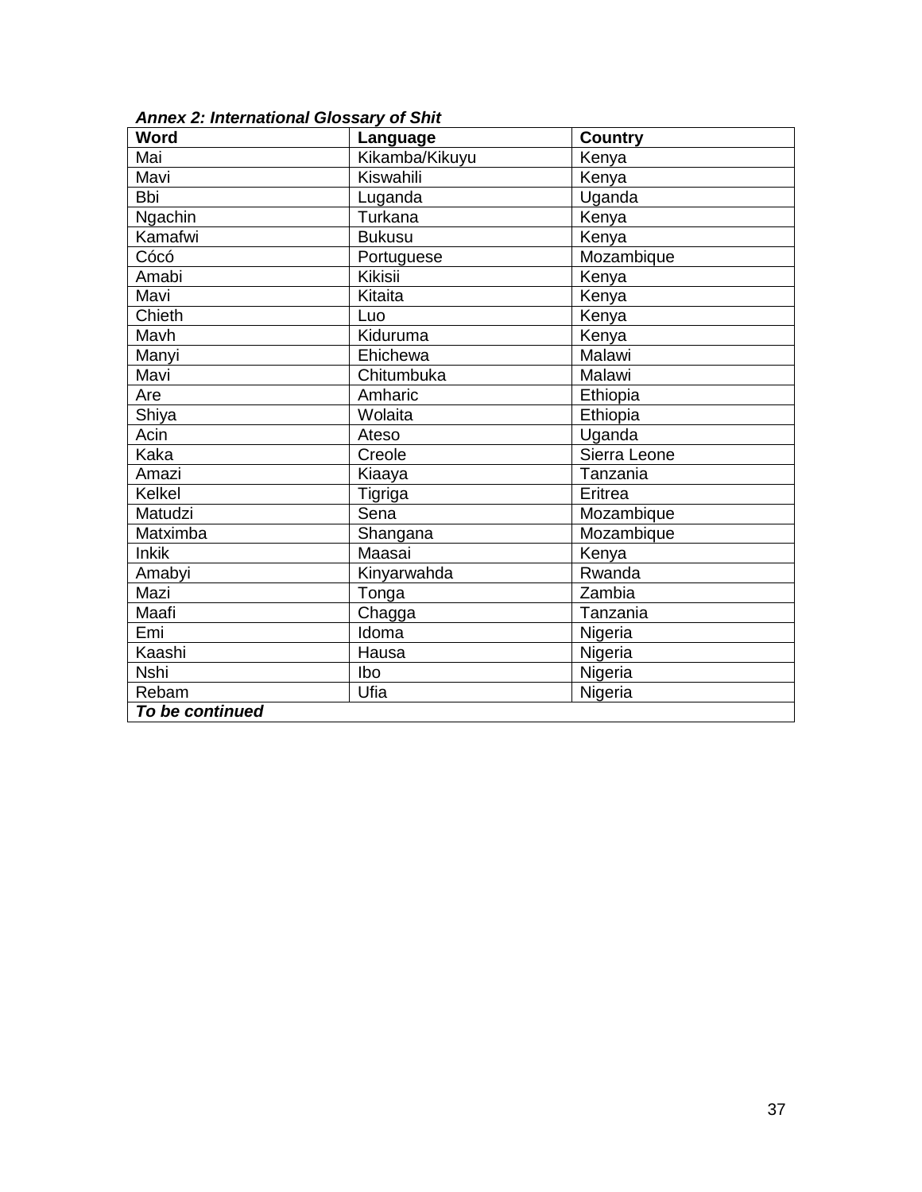***Annex 2: International Glossary of Shit***

| Word | Language | Country |
|---|---|---|
| Mai | Kikamba/Kikuyu | Kenya |
| Mavi | Kiswahili | Kenya |
| Bbi | Luganda | Uganda |
| Ngachin | Turkana | Kenya |
| Kamafwi | Bukusu | Kenya |
| Cócó | Portuguese | Mozambique |
| Amabi | Kikisii | Kenya |
| Mavi | Kitaita | Kenya |
| Chieth | Luo | Kenya |
| Mavh | Kiduruma | Kenya |
| Manyi | Ehichewa | Malawi |
| Mavi | Chitumbuka | Malawi |
| Are | Amharic | Ethiopia |
| Shiya | Wolaita | Ethiopia |
| Acin | Ateso | Uganda |
| Kaka | Creole | Sierra Leone |
| Amazi | Kiaaya | Tanzania |
| Kelkel | Tigriga | Eritrea |
| Matudzi | Sena | Mozambique |
| Matximba | Shangana | Mozambique |
| Inkik | Maasai | Kenya |
| Amabyi | Kinyarwahda | Rwanda |
| Mazi | Tonga | Zambia |
| Maafi | Chagga | Tanzania |
| Emi | Idoma | Nigeria |
| Kaashi | Hausa | Nigeria |
| Nshi | Ibo | Nigeria |
| Rebam | Ufia | Nigeria |
| ***To be continued*** | | |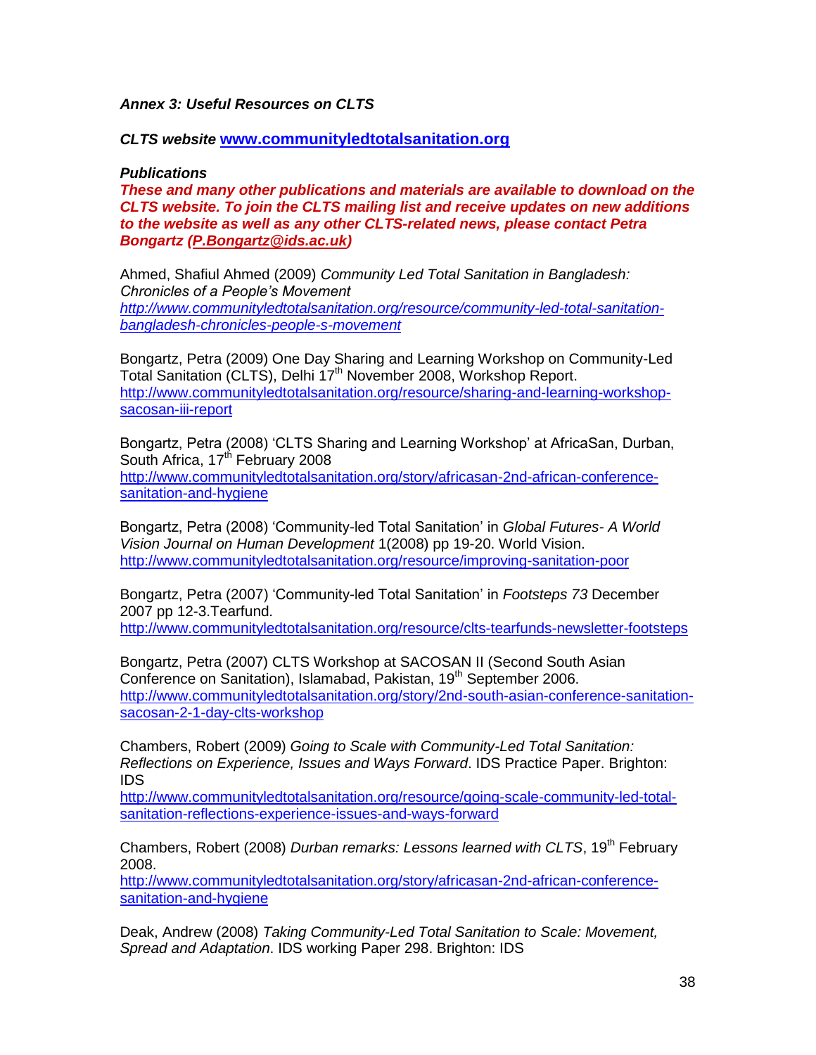***Annex 3: Useful Resources on CLTS***

***CLTS website* [www.communityledtotalsanitation.org](http://www.communityledtotalsanitation.org)**

***Publications***

***These and many other publications and materials are available to download on the CLTS website. To join the CLTS mailing list and receive updates on new additions to the website as well as any other CLTS-related news, please contact Petra Bongartz (P.Bongartz@ids.ac.uk)***

Ahmed, Shafiul Ahmed (2009) *Community Led Total Sanitation in Bangladesh: Chronicles of a People's Movement*
*http://www.communityledtotalsanitation.org/resource/community-led-total-sanitation-bangladesh-chronicles-people-s-movement*

Bongartz, Petra (2009) One Day Sharing and Learning Workshop on Community-Led Total Sanitation (CLTS), Delhi 17th November 2008, Workshop Report.
http://www.communityledtotalsanitation.org/resource/sharing-and-learning-workshop-sacosan-iii-report

Bongartz, Petra (2008) 'CLTS Sharing and Learning Workshop' at AfricaSan, Durban, South Africa, 17th February 2008
http://www.communityledtotalsanitation.org/story/africasan-2nd-african-conference-sanitation-and-hygiene

Bongartz, Petra (2008) 'Community-led Total Sanitation' in *Global Futures- A World Vision Journal on Human Development* 1(2008) pp 19-20. World Vision.
http://www.communityledtotalsanitation.org/resource/improving-sanitation-poor

Bongartz, Petra (2007) 'Community-led Total Sanitation' in *Footsteps 73* December 2007 pp 12-3.Tearfund.
http://www.communityledtotalsanitation.org/resource/clts-tearfunds-newsletter-footsteps

Bongartz, Petra (2007) CLTS Workshop at SACOSAN II (Second South Asian Conference on Sanitation), Islamabad, Pakistan, 19th September 2006.
http://www.communityledtotalsanitation.org/story/2nd-south-asian-conference-sanitation-sacosan-2-1-day-clts-workshop

Chambers, Robert (2009) *Going to Scale with Community-Led Total Sanitation: Reflections on Experience, Issues and Ways Forward*. IDS Practice Paper. Brighton: IDS
http://www.communityledtotalsanitation.org/resource/going-scale-community-led-total-sanitation-reflections-experience-issues-and-ways-forward

Chambers, Robert (2008) *Durban remarks: Lessons learned with CLTS*, 19th February 2008.
http://www.communityledtotalsanitation.org/story/africasan-2nd-african-conference-sanitation-and-hygiene

Deak, Andrew (2008) *Taking Community-Led Total Sanitation to Scale: Movement, Spread and Adaptation*. IDS working Paper 298. Brighton: IDS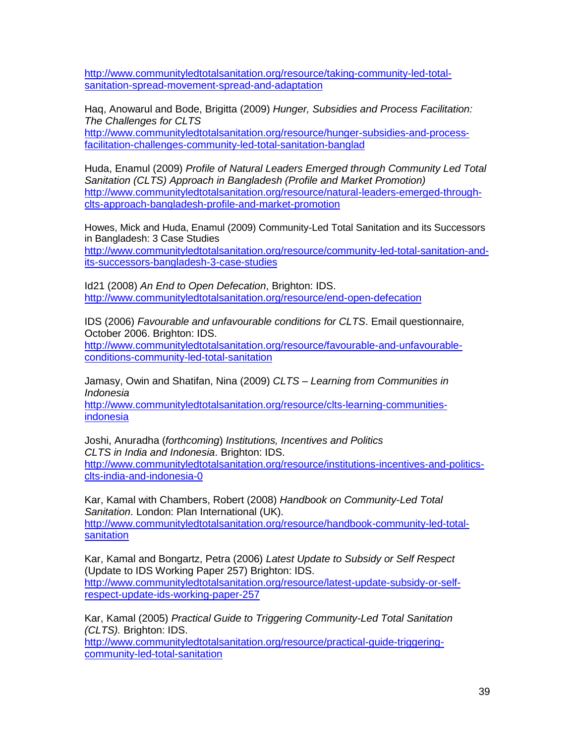http://www.communityledtotalsanitation.org/resource/taking-community-led-total-sanitation-spread-movement-spread-and-adaptation

Haq, Anowarul and Bode, Brigitta (2009) *Hunger, Subsidies and Process Facilitation: The Challenges for CLTS*
http://www.communityledtotalsanitation.org/resource/hunger-subsidies-and-process-facilitation-challenges-community-led-total-sanitation-banglad

Huda, Enamul (2009) *Profile of Natural Leaders Emerged through Community Led Total Sanitation (CLTS) Approach in Bangladesh (Profile and Market Promotion)*
http://www.communityledtotalsanitation.org/resource/natural-leaders-emerged-through-clts-approach-bangladesh-profile-and-market-promotion

Howes, Mick and Huda, Enamul (2009) Community-Led Total Sanitation and its Successors in Bangladesh: 3 Case Studies
http://www.communityledtotalsanitation.org/resource/community-led-total-sanitation-and-its-successors-bangladesh-3-case-studies

Id21 (2008) *An End to Open Defecation*, Brighton: IDS.
http://www.communityledtotalsanitation.org/resource/end-open-defecation

IDS (2006) *Favourable and unfavourable conditions for CLTS*. Email questionnaire, October 2006. Brighton: IDS.
http://www.communityledtotalsanitation.org/resource/favourable-and-unfavourable-conditions-community-led-total-sanitation

Jamasy, Owin and Shatifan, Nina (2009) *CLTS – Learning from Communities in Indonesia*
http://www.communityledtotalsanitation.org/resource/clts-learning-communities-indonesia

Joshi, Anuradha (*forthcoming*) *Institutions, Incentives and Politics CLTS in India and Indonesia*. Brighton: IDS.
http://www.communityledtotalsanitation.org/resource/institutions-incentives-and-politics-clts-india-and-indonesia-0

Kar, Kamal with Chambers, Robert (2008) *Handbook on Community-Led Total Sanitation*. London: Plan International (UK).
http://www.communityledtotalsanitation.org/resource/handbook-community-led-total-sanitation

Kar, Kamal and Bongartz, Petra (2006) *Latest Update to Subsidy or Self Respect* (Update to IDS Working Paper 257) Brighton: IDS.
http://www.communityledtotalsanitation.org/resource/latest-update-subsidy-or-self-respect-update-ids-working-paper-257

Kar, Kamal (2005) *Practical Guide to Triggering Community-Led Total Sanitation (CLTS).* Brighton: IDS.
http://www.communityledtotalsanitation.org/resource/practical-guide-triggering-community-led-total-sanitation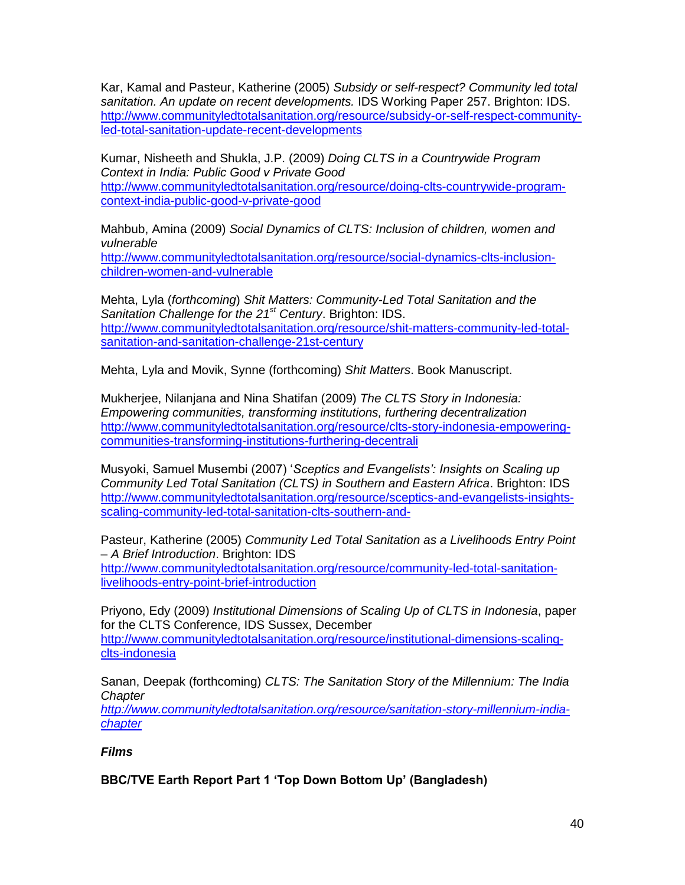Kar, Kamal and Pasteur, Katherine (2005) *Subsidy or self-respect? Community led total sanitation. An update on recent developments.* IDS Working Paper 257. Brighton: IDS. http://www.communityledtotalsanitation.org/resource/subsidy-or-self-respect-community-led-total-sanitation-update-recent-developments

Kumar, Nisheeth and Shukla, J.P. (2009) *Doing CLTS in a Countrywide Program Context in India: Public Good v Private Good* http://www.communityledtotalsanitation.org/resource/doing-clts-countrywide-program-context-india-public-good-v-private-good

Mahbub, Amina (2009) *Social Dynamics of CLTS: Inclusion of children, women and vulnerable* http://www.communityledtotalsanitation.org/resource/social-dynamics-clts-inclusion-children-women-and-vulnerable

Mehta, Lyla (*forthcoming*) *Shit Matters: Community-Led Total Sanitation and the Sanitation Challenge for the 21st Century*. Brighton: IDS. http://www.communityledtotalsanitation.org/resource/shit-matters-community-led-total-sanitation-and-sanitation-challenge-21st-century

Mehta, Lyla and Movik, Synne (forthcoming) *Shit Matters*. Book Manuscript.

Mukherjee, Nilanjana and Nina Shatifan (2009) *The CLTS Story in Indonesia: Empowering communities, transforming institutions, furthering decentralization* http://www.communityledtotalsanitation.org/resource/clts-story-indonesia-empowering-communities-transforming-institutions-furthering-decentrali

Musyoki, Samuel Musembi (2007) '*Sceptics and Evangelists': Insights on Scaling up Community Led Total Sanitation (CLTS) in Southern and Eastern Africa*. Brighton: IDS http://www.communityledtotalsanitation.org/resource/sceptics-and-evangelists-insights-scaling-community-led-total-sanitation-clts-southern-and-

Pasteur, Katherine (2005) *Community Led Total Sanitation as a Livelihoods Entry Point – A Brief Introduction*. Brighton: IDS http://www.communityledtotalsanitation.org/resource/community-led-total-sanitation-livelihoods-entry-point-brief-introduction

Priyono, Edy (2009) *Institutional Dimensions of Scaling Up of CLTS in Indonesia*, paper for the CLTS Conference, IDS Sussex, December http://www.communityledtotalsanitation.org/resource/institutional-dimensions-scaling-clts-indonesia

Sanan, Deepak (forthcoming) *CLTS: The Sanitation Story of the Millennium: The India Chapter* *http://www.communityledtotalsanitation.org/resource/sanitation-story-millennium-india-chapter*

***Films***

**BBC/TVE Earth Report Part 1 'Top Down Bottom Up' (Bangladesh)**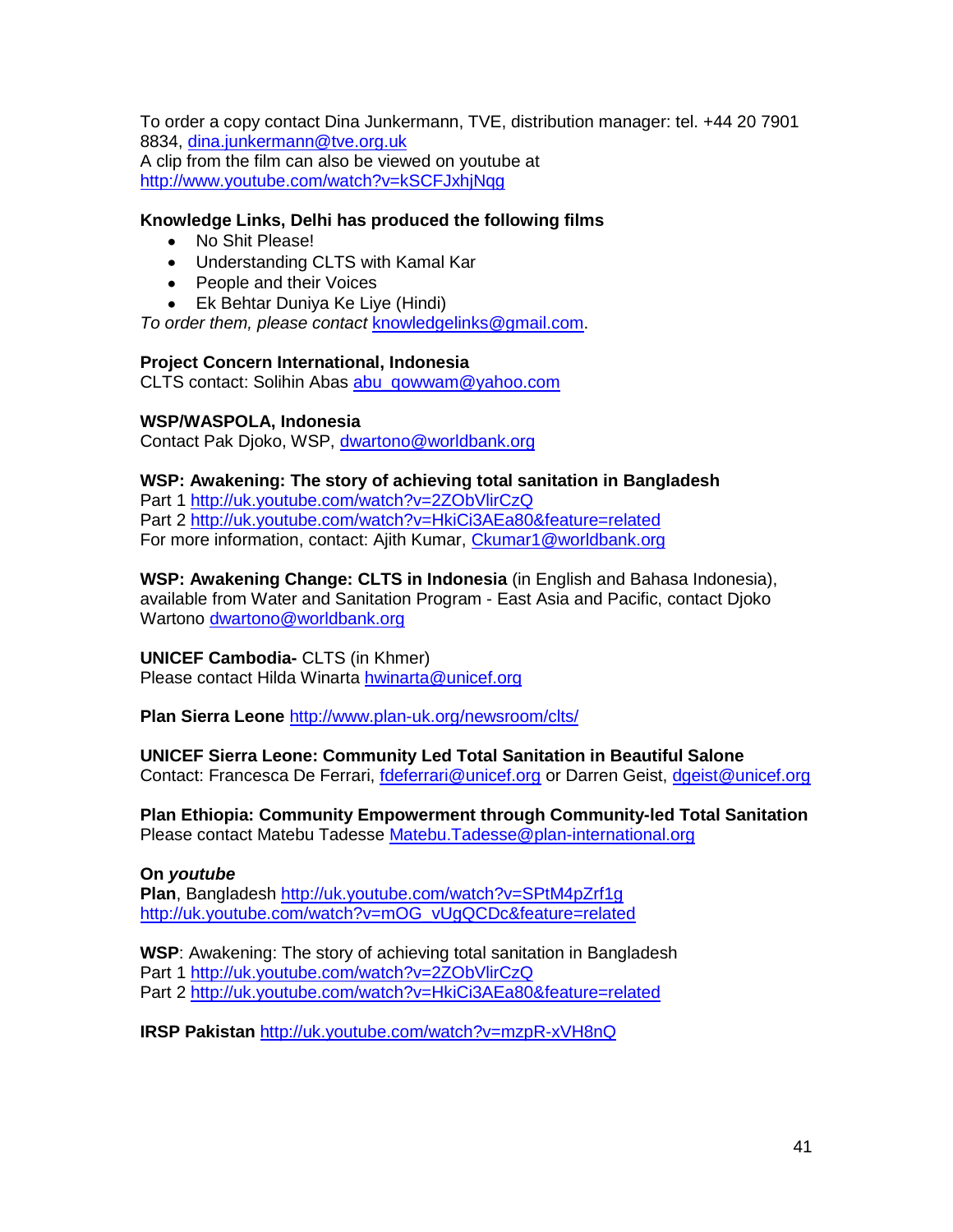To order a copy contact Dina Junkermann, TVE, distribution manager: tel. +44 20 7901 8834, dina.junkermann@tve.org.uk
A clip from the film can also be viewed on youtube at http://www.youtube.com/watch?v=kSCFJxhjNqg

**Knowledge Links, Delhi has produced the following films**

- No Shit Please!
- Understanding CLTS with Kamal Kar
- People and their Voices
- Ek Behtar Duniya Ke Liye (Hindi)

*To order them, please contact* knowledgelinks@gmail.com.

**Project Concern International, Indonesia**
CLTS contact: Solihin Abas abu_qowwam@yahoo.com

**WSP/WASPOLA, Indonesia**
Contact Pak Djoko, WSP, dwartono@worldbank.org

**WSP: Awakening: The story of achieving total sanitation in Bangladesh**
Part 1 http://uk.youtube.com/watch?v=2ZObVlirCzQ
Part 2 http://uk.youtube.com/watch?v=HkiCi3AEa80&feature=related
For more information, contact: Ajith Kumar, Ckumar1@worldbank.org

**WSP: Awakening Change: CLTS in Indonesia** (in English and Bahasa Indonesia), available from Water and Sanitation Program - East Asia and Pacific, contact Djoko Wartono dwartono@worldbank.org

**UNICEF Cambodia-** CLTS (in Khmer)
Please contact Hilda Winarta hwinarta@unicef.org

**Plan Sierra Leone** http://www.plan-uk.org/newsroom/clts/

**UNICEF Sierra Leone: Community Led Total Sanitation in Beautiful Salone**
Contact: Francesca De Ferrari, fdeferrari@unicef.org or Darren Geist, dgeist@unicef.org

**Plan Ethiopia: Community Empowerment through Community-led Total Sanitation**
Please contact Matebu Tadesse Matebu.Tadesse@plan-international.org

**On *youtube***
**Plan**, Bangladesh http://uk.youtube.com/watch?v=SPtM4pZrf1g
http://uk.youtube.com/watch?v=mOG_vUgQCDc&feature=related

**WSP**: Awakening: The story of achieving total sanitation in Bangladesh
Part 1 http://uk.youtube.com/watch?v=2ZObVlirCzQ
Part 2 http://uk.youtube.com/watch?v=HkiCi3AEa80&feature=related

**IRSP Pakistan** http://uk.youtube.com/watch?v=mzpR-xVH8nQ